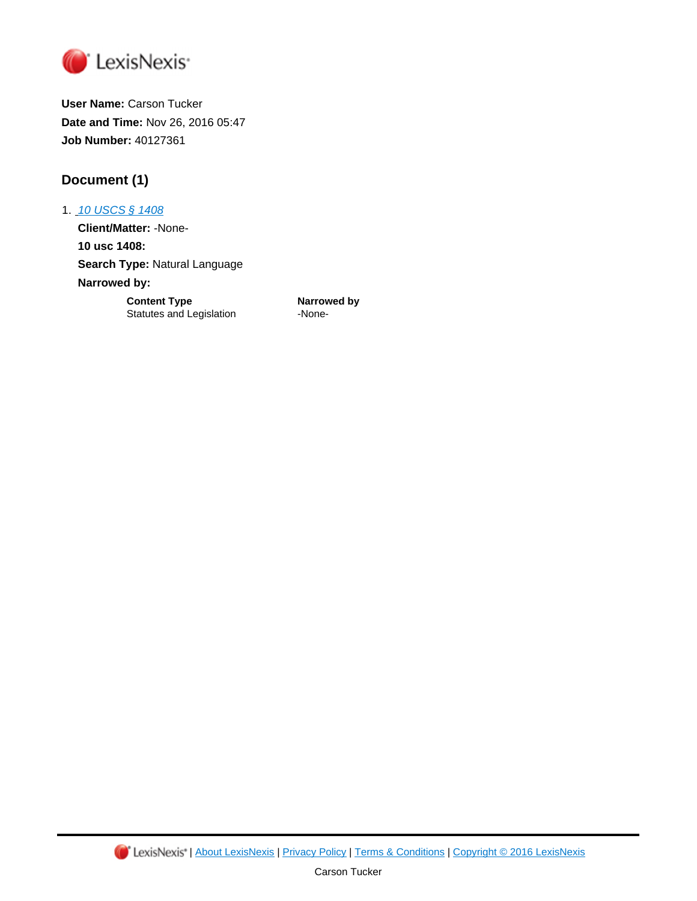LexisNexis

**User Name:** Carson Tucker
**Date and Time:** Nov 26, 2016 05:47
**Job Number:** 40127361

## Document (1)

1. 10 USCS § 1408

   **Client/Matter:** -None-

   **10 usc 1408:**

   **Search Type:** Natural Language

   **Narrowed by:**

| Content Type | Narrowed by |
|---|---|
| Statutes and Legislation | -None- |

LexisNexis | About LexisNexis | Privacy Policy | Terms & Conditions | Copyright © 2016 LexisNexis

Carson Tucker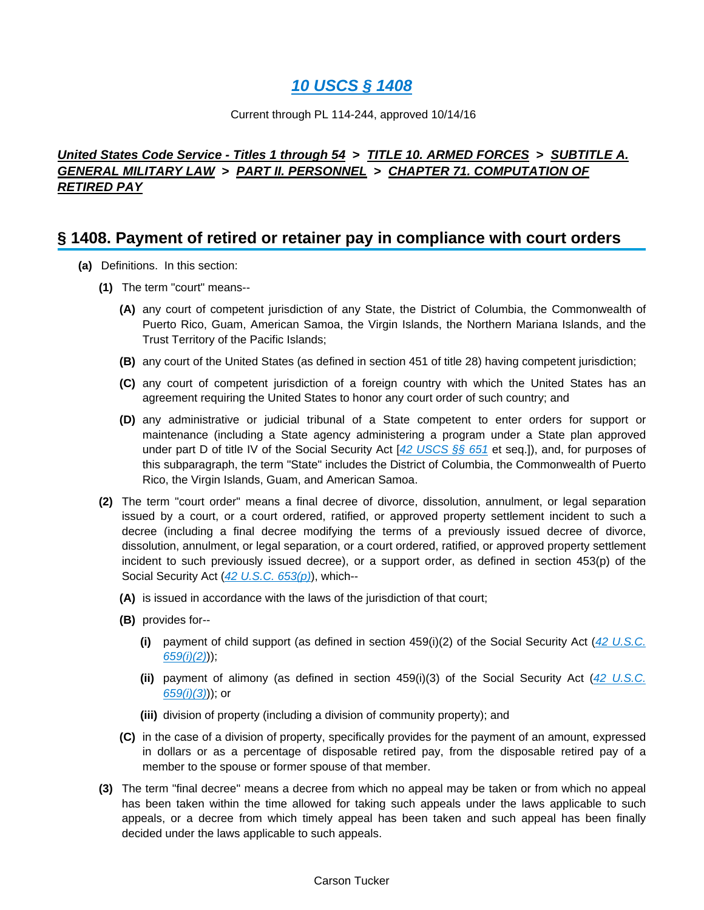# *10 USCS § 1408*

Current through PL 114-244, approved 10/14/16

***United States Code Service - Titles 1 through 54* > *TITLE 10. ARMED FORCES* > *SUBTITLE A. GENERAL MILITARY LAW* > *PART II. PERSONNEL* > *CHAPTER 71. COMPUTATION OF RETIRED PAY***

## § 1408. Payment of retired or retainer pay in compliance with court orders

**(a)** Definitions. In this section:

**(1)** The term "court" means--

**(A)** any court of competent jurisdiction of any State, the District of Columbia, the Commonwealth of Puerto Rico, Guam, American Samoa, the Virgin Islands, the Northern Mariana Islands, and the Trust Territory of the Pacific Islands;

**(B)** any court of the United States (as defined in section 451 of title 28) having competent jurisdiction;

**(C)** any court of competent jurisdiction of a foreign country with which the United States has an agreement requiring the United States to honor any court order of such country; and

**(D)** any administrative or judicial tribunal of a State competent to enter orders for support or maintenance (including a State agency administering a program under a State plan approved under part D of title IV of the Social Security Act [*42 USCS §§ 651* et seq.]), and, for purposes of this subparagraph, the term "State" includes the District of Columbia, the Commonwealth of Puerto Rico, the Virgin Islands, Guam, and American Samoa.

**(2)** The term "court order" means a final decree of divorce, dissolution, annulment, or legal separation issued by a court, or a court ordered, ratified, or approved property settlement incident to such a decree (including a final decree modifying the terms of a previously issued decree of divorce, dissolution, annulment, or legal separation, or a court ordered, ratified, or approved property settlement incident to such previously issued decree), or a support order, as defined in section 453(p) of the Social Security Act (*42 U.S.C. 653(p)*), which--

**(A)** is issued in accordance with the laws of the jurisdiction of that court;

**(B)** provides for--

**(i)** payment of child support (as defined in section 459(i)(2) of the Social Security Act (*42 U.S.C. 659(i)(2)*));

**(ii)** payment of alimony (as defined in section 459(i)(3) of the Social Security Act (*42 U.S.C. 659(i)(3)*)); or

**(iii)** division of property (including a division of community property); and

**(C)** in the case of a division of property, specifically provides for the payment of an amount, expressed in dollars or as a percentage of disposable retired pay, from the disposable retired pay of a member to the spouse or former spouse of that member.

**(3)** The term "final decree" means a decree from which no appeal may be taken or from which no appeal has been taken within the time allowed for taking such appeals under the laws applicable to such appeals, or a decree from which timely appeal has been taken and such appeal has been finally decided under the laws applicable to such appeals.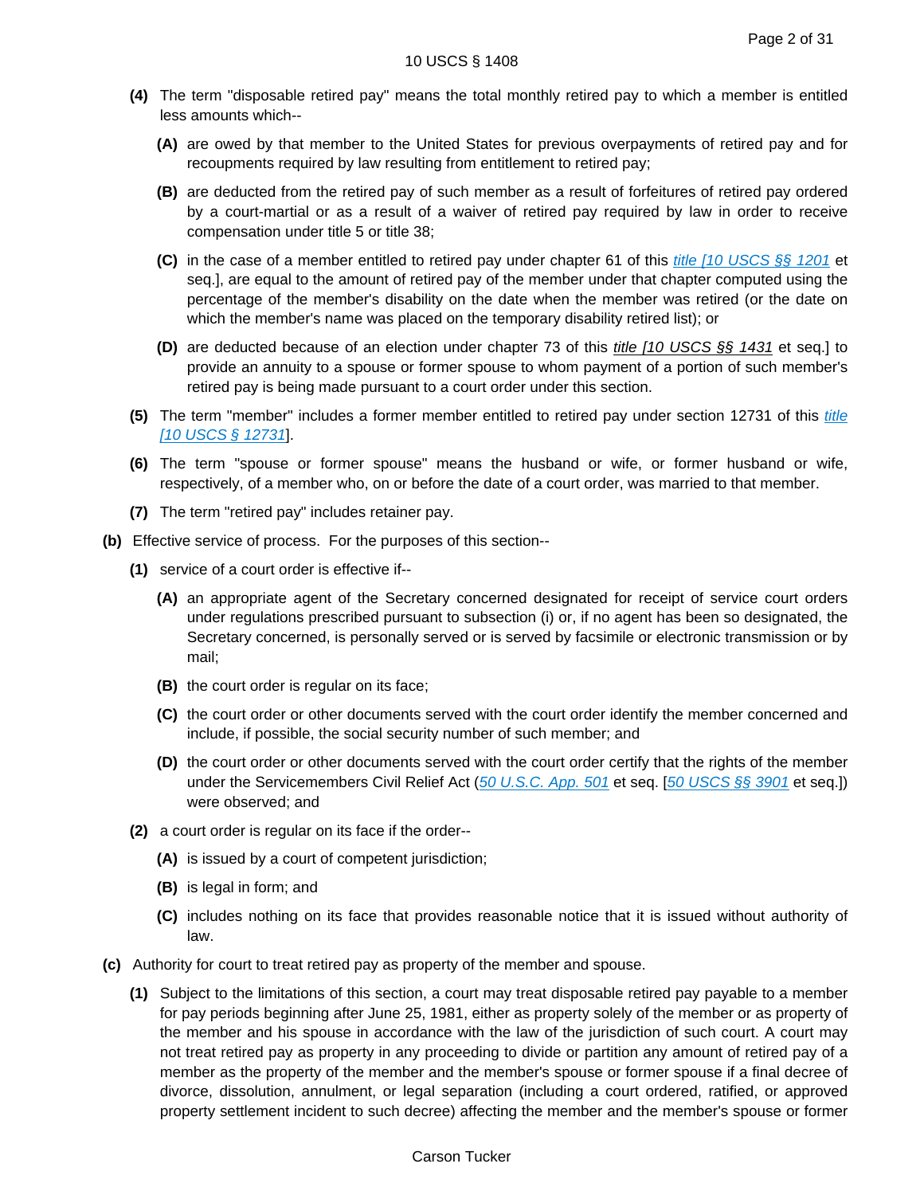**(4)** The term "disposable retired pay" means the total monthly retired pay to which a member is entitled less amounts which--

**(A)** are owed by that member to the United States for previous overpayments of retired pay and for recoupments required by law resulting from entitlement to retired pay;

**(B)** are deducted from the retired pay of such member as a result of forfeitures of retired pay ordered by a court-martial or as a result of a waiver of retired pay required by law in order to receive compensation under title 5 or title 38;

**(C)** in the case of a member entitled to retired pay under chapter 61 of this *title [10 USCS §§ 1201* et seq.], are equal to the amount of retired pay of the member under that chapter computed using the percentage of the member's disability on the date when the member was retired (or the date on which the member's name was placed on the temporary disability retired list); or

**(D)** are deducted because of an election under chapter 73 of this *title [10 USCS §§ 1431* et seq.] to provide an annuity to a spouse or former spouse to whom payment of a portion of such member's retired pay is being made pursuant to a court order under this section.

**(5)** The term "member" includes a former member entitled to retired pay under section 12731 of this *title [10 USCS § 12731*].

**(6)** The term "spouse or former spouse" means the husband or wife, or former husband or wife, respectively, of a member who, on or before the date of a court order, was married to that member.

**(7)** The term "retired pay" includes retainer pay.

**(b)** Effective service of process. For the purposes of this section--

**(1)** service of a court order is effective if--

**(A)** an appropriate agent of the Secretary concerned designated for receipt of service court orders under regulations prescribed pursuant to subsection (i) or, if no agent has been so designated, the Secretary concerned, is personally served or is served by facsimile or electronic transmission or by mail;

**(B)** the court order is regular on its face;

**(C)** the court order or other documents served with the court order identify the member concerned and include, if possible, the social security number of such member; and

**(D)** the court order or other documents served with the court order certify that the rights of the member under the Servicemembers Civil Relief Act (*50 U.S.C. App. 501* et seq. [*50 USCS §§ 3901* et seq.]) were observed; and

**(2)** a court order is regular on its face if the order--

**(A)** is issued by a court of competent jurisdiction;

**(B)** is legal in form; and

**(C)** includes nothing on its face that provides reasonable notice that it is issued without authority of law.

**(c)** Authority for court to treat retired pay as property of the member and spouse.

**(1)** Subject to the limitations of this section, a court may treat disposable retired pay payable to a member for pay periods beginning after June 25, 1981, either as property solely of the member or as property of the member and his spouse in accordance with the law of the jurisdiction of such court. A court may not treat retired pay as property in any proceeding to divide or partition any amount of retired pay of a member as the property of the member and the member's spouse or former spouse if a final decree of divorce, dissolution, annulment, or legal separation (including a court ordered, ratified, or approved property settlement incident to such decree) affecting the member and the member's spouse or former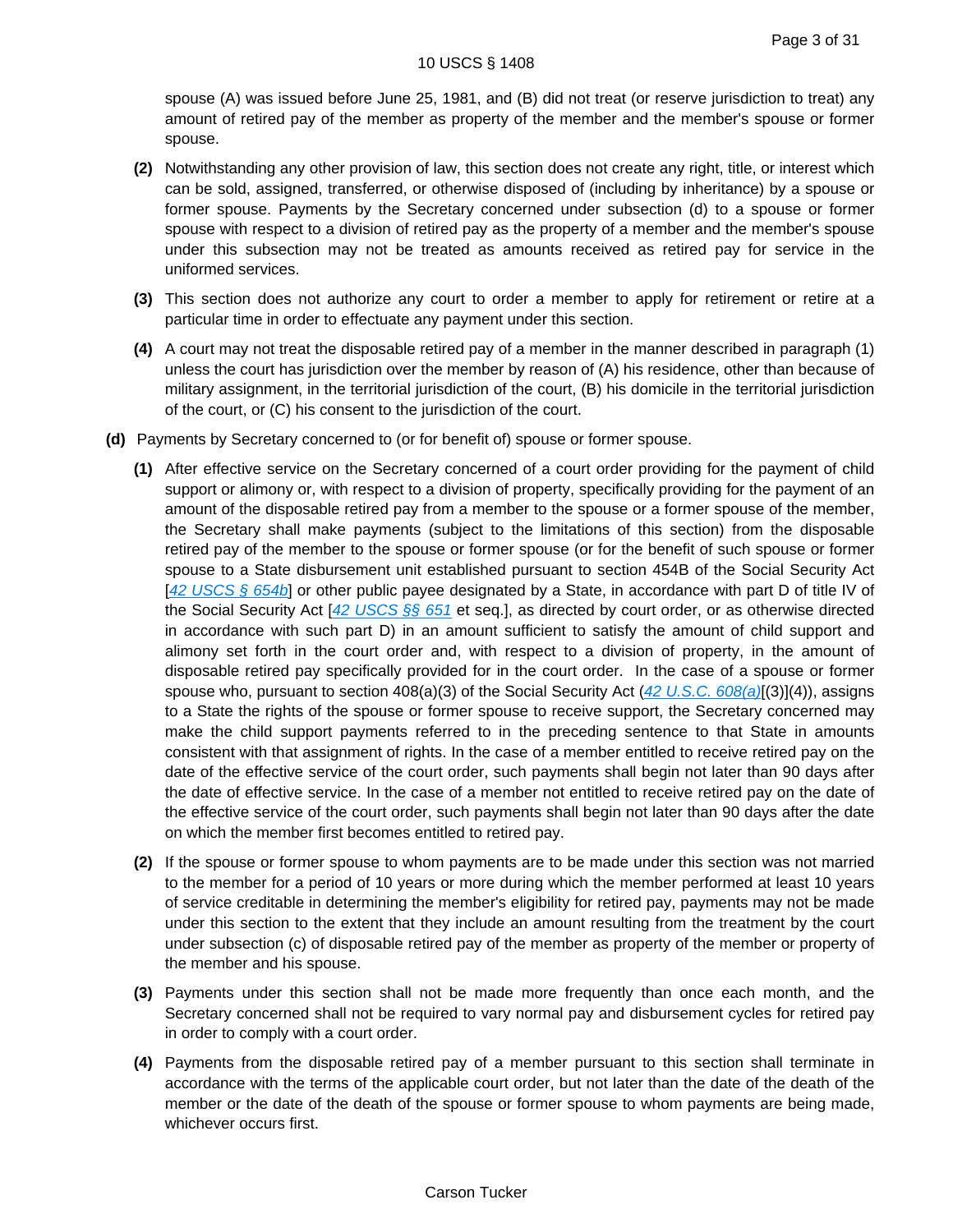spouse (A) was issued before June 25, 1981, and (B) did not treat (or reserve jurisdiction to treat) any amount of retired pay of the member as property of the member and the member's spouse or former spouse.

**(2)** Notwithstanding any other provision of law, this section does not create any right, title, or interest which can be sold, assigned, transferred, or otherwise disposed of (including by inheritance) by a spouse or former spouse. Payments by the Secretary concerned under subsection (d) to a spouse or former spouse with respect to a division of retired pay as the property of a member and the member's spouse under this subsection may not be treated as amounts received as retired pay for service in the uniformed services.

**(3)** This section does not authorize any court to order a member to apply for retirement or retire at a particular time in order to effectuate any payment under this section.

**(4)** A court may not treat the disposable retired pay of a member in the manner described in paragraph (1) unless the court has jurisdiction over the member by reason of (A) his residence, other than because of military assignment, in the territorial jurisdiction of the court, (B) his domicile in the territorial jurisdiction of the court, or (C) his consent to the jurisdiction of the court.

**(d)** Payments by Secretary concerned to (or for benefit of) spouse or former spouse.

**(1)** After effective service on the Secretary concerned of a court order providing for the payment of child support or alimony or, with respect to a division of property, specifically providing for the payment of an amount of the disposable retired pay from a member to the spouse or a former spouse of the member, the Secretary shall make payments (subject to the limitations of this section) from the disposable retired pay of the member to the spouse or former spouse (or for the benefit of such spouse or former spouse to a State disbursement unit established pursuant to section 454B of the Social Security Act [*42 USCS § 654b*] or other public payee designated by a State, in accordance with part D of title IV of the Social Security Act [*42 USCS §§ 651* et seq.], as directed by court order, or as otherwise directed in accordance with such part D) in an amount sufficient to satisfy the amount of child support and alimony set forth in the court order and, with respect to a division of property, in the amount of disposable retired pay specifically provided for in the court order. In the case of a spouse or former spouse who, pursuant to section 408(a)(3) of the Social Security Act (*42 U.S.C. 608(a)*[(3)](4)), assigns to a State the rights of the spouse or former spouse to receive support, the Secretary concerned may make the child support payments referred to in the preceding sentence to that State in amounts consistent with that assignment of rights. In the case of a member entitled to receive retired pay on the date of the effective service of the court order, such payments shall begin not later than 90 days after the date of effective service. In the case of a member not entitled to receive retired pay on the date of the effective service of the court order, such payments shall begin not later than 90 days after the date on which the member first becomes entitled to retired pay.

**(2)** If the spouse or former spouse to whom payments are to be made under this section was not married to the member for a period of 10 years or more during which the member performed at least 10 years of service creditable in determining the member's eligibility for retired pay, payments may not be made under this section to the extent that they include an amount resulting from the treatment by the court under subsection (c) of disposable retired pay of the member as property of the member or property of the member and his spouse.

**(3)** Payments under this section shall not be made more frequently than once each month, and the Secretary concerned shall not be required to vary normal pay and disbursement cycles for retired pay in order to comply with a court order.

**(4)** Payments from the disposable retired pay of a member pursuant to this section shall terminate in accordance with the terms of the applicable court order, but not later than the date of the death of the member or the date of the death of the spouse or former spouse to whom payments are being made, whichever occurs first.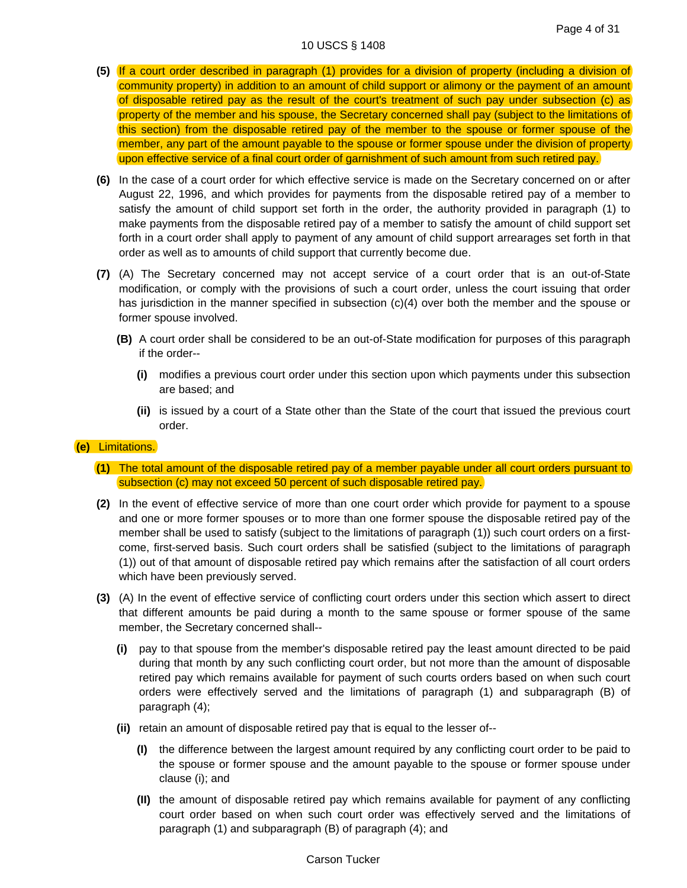**(5)** If a court order described in paragraph (1) provides for a division of property (including a division of community property) in addition to an amount of child support or alimony or the payment of an amount of disposable retired pay as the result of the court's treatment of such pay under subsection (c) as property of the member and his spouse, the Secretary concerned shall pay (subject to the limitations of this section) from the disposable retired pay of the member to the spouse or former spouse of the member, any part of the amount payable to the spouse or former spouse under the division of property upon effective service of a final court order of garnishment of such amount from such retired pay.

**(6)** In the case of a court order for which effective service is made on the Secretary concerned on or after August 22, 1996, and which provides for payments from the disposable retired pay of a member to satisfy the amount of child support set forth in the order, the authority provided in paragraph (1) to make payments from the disposable retired pay of a member to satisfy the amount of child support set forth in a court order shall apply to payment of any amount of child support arrearages set forth in that order as well as to amounts of child support that currently become due.

**(7)** (A) The Secretary concerned may not accept service of a court order that is an out-of-State modification, or comply with the provisions of such a court order, unless the court issuing that order has jurisdiction in the manner specified in subsection (c)(4) over both the member and the spouse or former spouse involved.

**(B)** A court order shall be considered to be an out-of-State modification for purposes of this paragraph if the order--

**(i)** modifies a previous court order under this section upon which payments under this subsection are based; and

**(ii)** is issued by a court of a State other than the State of the court that issued the previous court order.

**(e)** Limitations.

**(1)** The total amount of the disposable retired pay of a member payable under all court orders pursuant to subsection (c) may not exceed 50 percent of such disposable retired pay.

**(2)** In the event of effective service of more than one court order which provide for payment to a spouse and one or more former spouses or to more than one former spouse the disposable retired pay of the member shall be used to satisfy (subject to the limitations of paragraph (1)) such court orders on a first-come, first-served basis. Such court orders shall be satisfied (subject to the limitations of paragraph (1)) out of that amount of disposable retired pay which remains after the satisfaction of all court orders which have been previously served.

**(3)** (A) In the event of effective service of conflicting court orders under this section which assert to direct that different amounts be paid during a month to the same spouse or former spouse of the same member, the Secretary concerned shall--

**(i)** pay to that spouse from the member's disposable retired pay the least amount directed to be paid during that month by any such conflicting court order, but not more than the amount of disposable retired pay which remains available for payment of such courts orders based on when such court orders were effectively served and the limitations of paragraph (1) and subparagraph (B) of paragraph (4);

**(ii)** retain an amount of disposable retired pay that is equal to the lesser of--

**(I)** the difference between the largest amount required by any conflicting court order to be paid to the spouse or former spouse and the amount payable to the spouse or former spouse under clause (i); and

**(II)** the amount of disposable retired pay which remains available for payment of any conflicting court order based on when such court order was effectively served and the limitations of paragraph (1) and subparagraph (B) of paragraph (4); and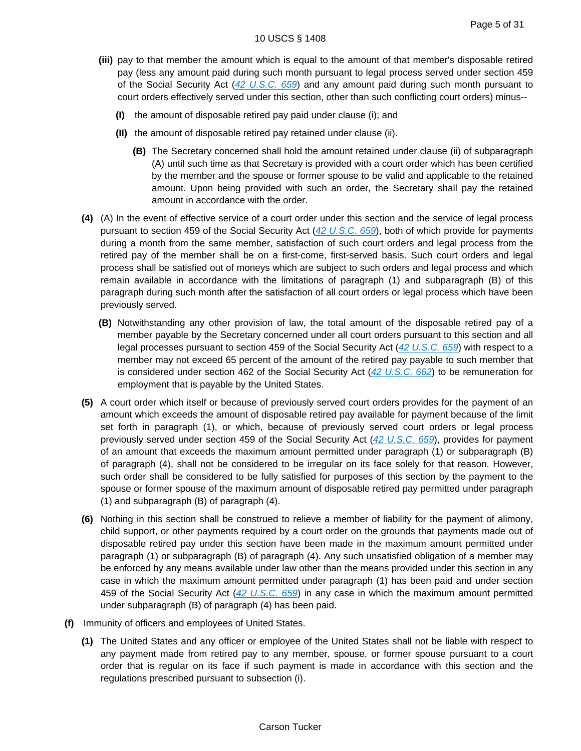**(iii)** pay to that member the amount which is equal to the amount of that member's disposable retired pay (less any amount paid during such month pursuant to legal process served under section 459 of the Social Security Act ([42 U.S.C. 659](#)) and any amount paid during such month pursuant to court orders effectively served under this section, other than such conflicting court orders) minus--

**(I)** the amount of disposable retired pay paid under clause (i); and

**(II)** the amount of disposable retired pay retained under clause (ii).

**(B)** The Secretary concerned shall hold the amount retained under clause (ii) of subparagraph (A) until such time as that Secretary is provided with a court order which has been certified by the member and the spouse or former spouse to be valid and applicable to the retained amount. Upon being provided with such an order, the Secretary shall pay the retained amount in accordance with the order.

**(4)** (A) In the event of effective service of a court order under this section and the service of legal process pursuant to section 459 of the Social Security Act ([42 U.S.C. 659](#)), both of which provide for payments during a month from the same member, satisfaction of such court orders and legal process from the retired pay of the member shall be on a first-come, first-served basis. Such court orders and legal process shall be satisfied out of moneys which are subject to such orders and legal process and which remain available in accordance with the limitations of paragraph (1) and subparagraph (B) of this paragraph during such month after the satisfaction of all court orders or legal process which have been previously served.

**(B)** Notwithstanding any other provision of law, the total amount of the disposable retired pay of a member payable by the Secretary concerned under all court orders pursuant to this section and all legal processes pursuant to section 459 of the Social Security Act ([42 U.S.C. 659](#)) with respect to a member may not exceed 65 percent of the amount of the retired pay payable to such member that is considered under section 462 of the Social Security Act ([42 U.S.C. 662](#)) to be remuneration for employment that is payable by the United States.

**(5)** A court order which itself or because of previously served court orders provides for the payment of an amount which exceeds the amount of disposable retired pay available for payment because of the limit set forth in paragraph (1), or which, because of previously served court orders or legal process previously served under section 459 of the Social Security Act ([42 U.S.C. 659](#)), provides for payment of an amount that exceeds the maximum amount permitted under paragraph (1) or subparagraph (B) of paragraph (4), shall not be considered to be irregular on its face solely for that reason. However, such order shall be considered to be fully satisfied for purposes of this section by the payment to the spouse or former spouse of the maximum amount of disposable retired pay permitted under paragraph (1) and subparagraph (B) of paragraph (4).

**(6)** Nothing in this section shall be construed to relieve a member of liability for the payment of alimony, child support, or other payments required by a court order on the grounds that payments made out of disposable retired pay under this section have been made in the maximum amount permitted under paragraph (1) or subparagraph (B) of paragraph (4). Any such unsatisfied obligation of a member may be enforced by any means available under law other than the means provided under this section in any case in which the maximum amount permitted under paragraph (1) has been paid and under section 459 of the Social Security Act ([42 U.S.C. 659](#)) in any case in which the maximum amount permitted under subparagraph (B) of paragraph (4) has been paid.

**(f)** Immunity of officers and employees of United States.

**(1)** The United States and any officer or employee of the United States shall not be liable with respect to any payment made from retired pay to any member, spouse, or former spouse pursuant to a court order that is regular on its face if such payment is made in accordance with this section and the regulations prescribed pursuant to subsection (i).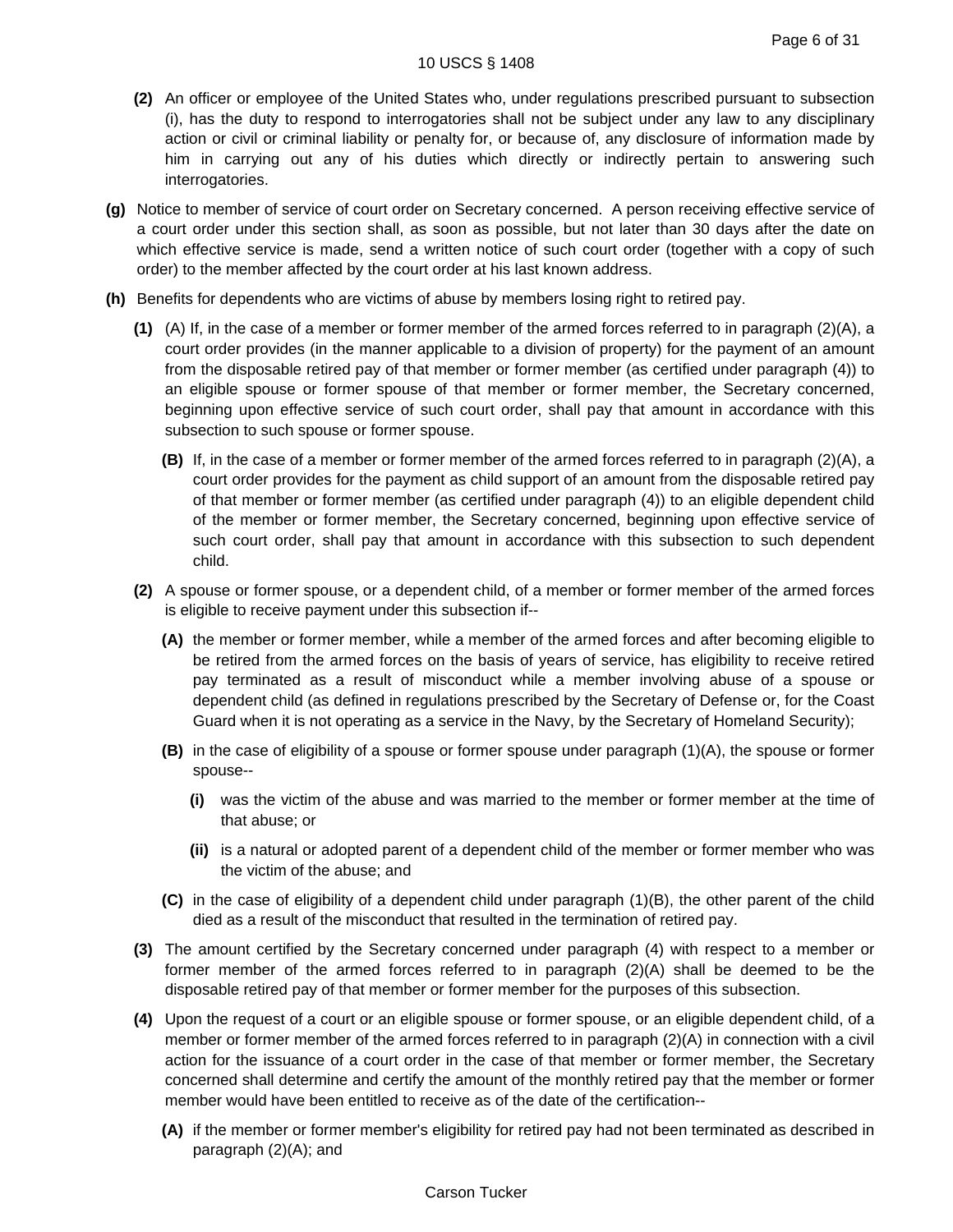**(2)** An officer or employee of the United States who, under regulations prescribed pursuant to subsection (i), has the duty to respond to interrogatories shall not be subject under any law to any disciplinary action or civil or criminal liability or penalty for, or because of, any disclosure of information made by him in carrying out any of his duties which directly or indirectly pertain to answering such interrogatories.

**(g)** Notice to member of service of court order on Secretary concerned. A person receiving effective service of a court order under this section shall, as soon as possible, but not later than 30 days after the date on which effective service is made, send a written notice of such court order (together with a copy of such order) to the member affected by the court order at his last known address.

**(h)** Benefits for dependents who are victims of abuse by members losing right to retired pay.

**(1)** (A) If, in the case of a member or former member of the armed forces referred to in paragraph (2)(A), a court order provides (in the manner applicable to a division of property) for the payment of an amount from the disposable retired pay of that member or former member (as certified under paragraph (4)) to an eligible spouse or former spouse of that member or former member, the Secretary concerned, beginning upon effective service of such court order, shall pay that amount in accordance with this subsection to such spouse or former spouse.

**(B)** If, in the case of a member or former member of the armed forces referred to in paragraph (2)(A), a court order provides for the payment as child support of an amount from the disposable retired pay of that member or former member (as certified under paragraph (4)) to an eligible dependent child of the member or former member, the Secretary concerned, beginning upon effective service of such court order, shall pay that amount in accordance with this subsection to such dependent child.

**(2)** A spouse or former spouse, or a dependent child, of a member or former member of the armed forces is eligible to receive payment under this subsection if--

**(A)** the member or former member, while a member of the armed forces and after becoming eligible to be retired from the armed forces on the basis of years of service, has eligibility to receive retired pay terminated as a result of misconduct while a member involving abuse of a spouse or dependent child (as defined in regulations prescribed by the Secretary of Defense or, for the Coast Guard when it is not operating as a service in the Navy, by the Secretary of Homeland Security);

**(B)** in the case of eligibility of a spouse or former spouse under paragraph (1)(A), the spouse or former spouse--

**(i)** was the victim of the abuse and was married to the member or former member at the time of that abuse; or

**(ii)** is a natural or adopted parent of a dependent child of the member or former member who was the victim of the abuse; and

**(C)** in the case of eligibility of a dependent child under paragraph (1)(B), the other parent of the child died as a result of the misconduct that resulted in the termination of retired pay.

**(3)** The amount certified by the Secretary concerned under paragraph (4) with respect to a member or former member of the armed forces referred to in paragraph (2)(A) shall be deemed to be the disposable retired pay of that member or former member for the purposes of this subsection.

**(4)** Upon the request of a court or an eligible spouse or former spouse, or an eligible dependent child, of a member or former member of the armed forces referred to in paragraph (2)(A) in connection with a civil action for the issuance of a court order in the case of that member or former member, the Secretary concerned shall determine and certify the amount of the monthly retired pay that the member or former member would have been entitled to receive as of the date of the certification--

**(A)** if the member or former member's eligibility for retired pay had not been terminated as described in paragraph (2)(A); and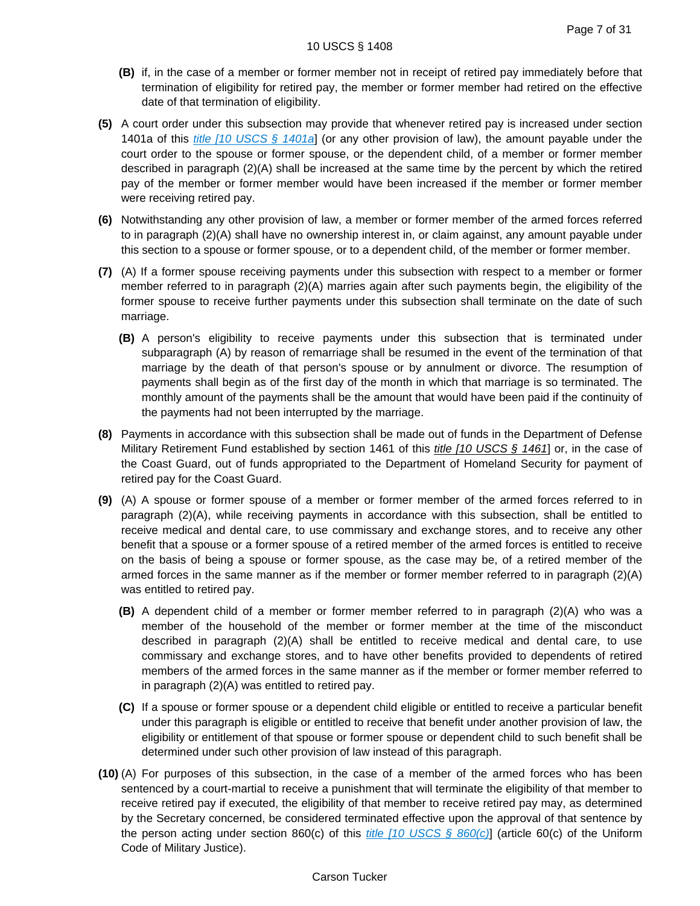**(B)** if, in the case of a member or former member not in receipt of retired pay immediately before that termination of eligibility for retired pay, the member or former member had retired on the effective date of that termination of eligibility.

**(5)** A court order under this subsection may provide that whenever retired pay is increased under section 1401a of this title [10 USCS § 1401a] (or any other provision of law), the amount payable under the court order to the spouse or former spouse, or the dependent child, of a member or former member described in paragraph (2)(A) shall be increased at the same time by the percent by which the retired pay of the member or former member would have been increased if the member or former member were receiving retired pay.

**(6)** Notwithstanding any other provision of law, a member or former member of the armed forces referred to in paragraph (2)(A) shall have no ownership interest in, or claim against, any amount payable under this section to a spouse or former spouse, or to a dependent child, of the member or former member.

**(7)** (A) If a former spouse receiving payments under this subsection with respect to a member or former member referred to in paragraph (2)(A) marries again after such payments begin, the eligibility of the former spouse to receive further payments under this subsection shall terminate on the date of such marriage.

**(B)** A person's eligibility to receive payments under this subsection that is terminated under subparagraph (A) by reason of remarriage shall be resumed in the event of the termination of that marriage by the death of that person's spouse or by annulment or divorce. The resumption of payments shall begin as of the first day of the month in which that marriage is so terminated. The monthly amount of the payments shall be the amount that would have been paid if the continuity of the payments had not been interrupted by the marriage.

**(8)** Payments in accordance with this subsection shall be made out of funds in the Department of Defense Military Retirement Fund established by section 1461 of this title [10 USCS § 1461] or, in the case of the Coast Guard, out of funds appropriated to the Department of Homeland Security for payment of retired pay for the Coast Guard.

**(9)** (A) A spouse or former spouse of a member or former member of the armed forces referred to in paragraph (2)(A), while receiving payments in accordance with this subsection, shall be entitled to receive medical and dental care, to use commissary and exchange stores, and to receive any other benefit that a spouse or a former spouse of a retired member of the armed forces is entitled to receive on the basis of being a spouse or former spouse, as the case may be, of a retired member of the armed forces in the same manner as if the member or former member referred to in paragraph (2)(A) was entitled to retired pay.

**(B)** A dependent child of a member or former member referred to in paragraph (2)(A) who was a member of the household of the member or former member at the time of the misconduct described in paragraph (2)(A) shall be entitled to receive medical and dental care, to use commissary and exchange stores, and to have other benefits provided to dependents of retired members of the armed forces in the same manner as if the member or former member referred to in paragraph (2)(A) was entitled to retired pay.

**(C)** If a spouse or former spouse or a dependent child eligible or entitled to receive a particular benefit under this paragraph is eligible or entitled to receive that benefit under another provision of law, the eligibility or entitlement of that spouse or former spouse or dependent child to such benefit shall be determined under such other provision of law instead of this paragraph.

**(10)** (A) For purposes of this subsection, in the case of a member of the armed forces who has been sentenced by a court-martial to receive a punishment that will terminate the eligibility of that member to receive retired pay if executed, the eligibility of that member to receive retired pay may, as determined by the Secretary concerned, be considered terminated effective upon the approval of that sentence by the person acting under section 860(c) of this title [10 USCS § 860(c)] (article 60(c) of the Uniform Code of Military Justice).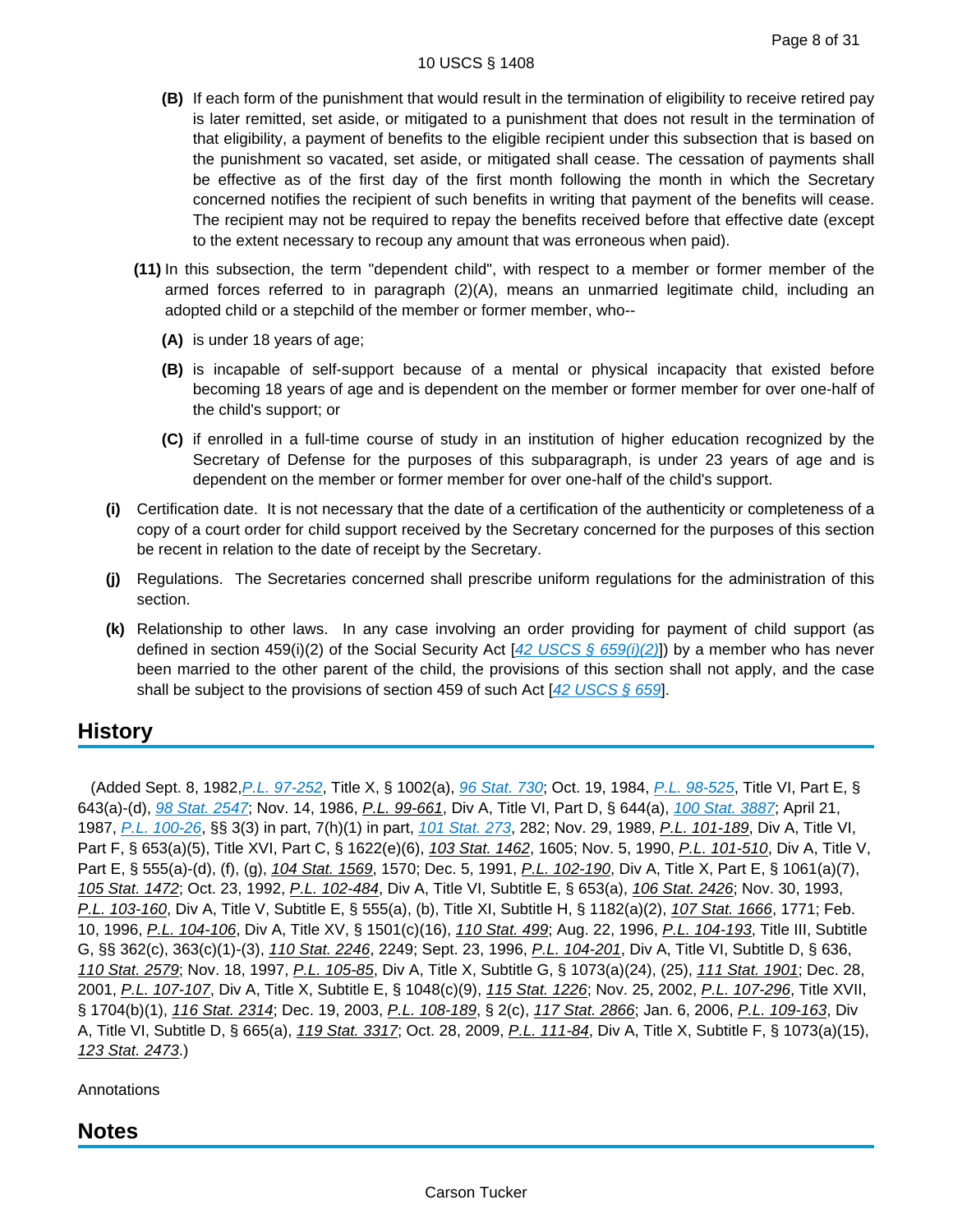**(B)** If each form of the punishment that would result in the termination of eligibility to receive retired pay is later remitted, set aside, or mitigated to a punishment that does not result in the termination of that eligibility, a payment of benefits to the eligible recipient under this subsection that is based on the punishment so vacated, set aside, or mitigated shall cease. The cessation of payments shall be effective as of the first day of the first month following the month in which the Secretary concerned notifies the recipient of such benefits in writing that payment of the benefits will cease. The recipient may not be required to repay the benefits received before that effective date (except to the extent necessary to recoup any amount that was erroneous when paid).

**(11)** In this subsection, the term "dependent child", with respect to a member or former member of the armed forces referred to in paragraph (2)(A), means an unmarried legitimate child, including an adopted child or a stepchild of the member or former member, who--

**(A)** is under 18 years of age;

**(B)** is incapable of self-support because of a mental or physical incapacity that existed before becoming 18 years of age and is dependent on the member or former member for over one-half of the child's support; or

**(C)** if enrolled in a full-time course of study in an institution of higher education recognized by the Secretary of Defense for the purposes of this subparagraph, is under 23 years of age and is dependent on the member or former member for over one-half of the child's support.

**(i)** Certification date. It is not necessary that the date of a certification of the authenticity or completeness of a copy of a court order for child support received by the Secretary concerned for the purposes of this section be recent in relation to the date of receipt by the Secretary.

**(j)** Regulations. The Secretaries concerned shall prescribe uniform regulations for the administration of this section.

**(k)** Relationship to other laws. In any case involving an order providing for payment of child support (as defined in section 459(i)(2) of the Social Security Act [42 USCS § 659(i)(2)]) by a member who has never been married to the other parent of the child, the provisions of this section shall not apply, and the case shall be subject to the provisions of section 459 of such Act [42 USCS § 659].

## History

(Added Sept. 8, 1982, P.L. 97-252, Title X, § 1002(a), 96 Stat. 730; Oct. 19, 1984, P.L. 98-525, Title VI, Part E, § 643(a)-(d), 98 Stat. 2547; Nov. 14, 1986, P.L. 99-661, Div A, Title VI, Part D, § 644(a), 100 Stat. 3887; April 21, 1987, P.L. 100-26, §§ 3(3) in part, 7(h)(1) in part, 101 Stat. 273, 282; Nov. 29, 1989, P.L. 101-189, Div A, Title VI, Part F, § 653(a)(5), Title XVI, Part C, § 1622(e)(6), 103 Stat. 1462, 1605; Nov. 5, 1990, P.L. 101-510, Div A, Title V, Part E, § 555(a)-(d), (f), (g), 104 Stat. 1569, 1570; Dec. 5, 1991, P.L. 102-190, Div A, Title X, Part E, § 1061(a)(7), 105 Stat. 1472; Oct. 23, 1992, P.L. 102-484, Div A, Title VI, Subtitle E, § 653(a), 106 Stat. 2426; Nov. 30, 1993, P.L. 103-160, Div A, Title V, Subtitle E, § 555(a), (b), Title XI, Subtitle H, § 1182(a)(2), 107 Stat. 1666, 1771; Feb. 10, 1996, P.L. 104-106, Div A, Title XV, § 1501(c)(16), 110 Stat. 499; Aug. 22, 1996, P.L. 104-193, Title III, Subtitle G, §§ 362(c), 363(c)(1)-(3), 110 Stat. 2246, 2249; Sept. 23, 1996, P.L. 104-201, Div A, Title VI, Subtitle D, § 636, 110 Stat. 2579; Nov. 18, 1997, P.L. 105-85, Div A, Title X, Subtitle G, § 1073(a)(24), (25), 111 Stat. 1901; Dec. 28, 2001, P.L. 107-107, Div A, Title X, Subtitle E, § 1048(c)(9), 115 Stat. 1226; Nov. 25, 2002, P.L. 107-296, Title XVII, § 1704(b)(1), 116 Stat. 2314; Dec. 19, 2003, P.L. 108-189, § 2(c), 117 Stat. 2866; Jan. 6, 2006, P.L. 109-163, Div A, Title VI, Subtitle D, § 665(a), 119 Stat. 3317; Oct. 28, 2009, P.L. 111-84, Div A, Title X, Subtitle F, § 1073(a)(15), 123 Stat. 2473.)

Annotations

## Notes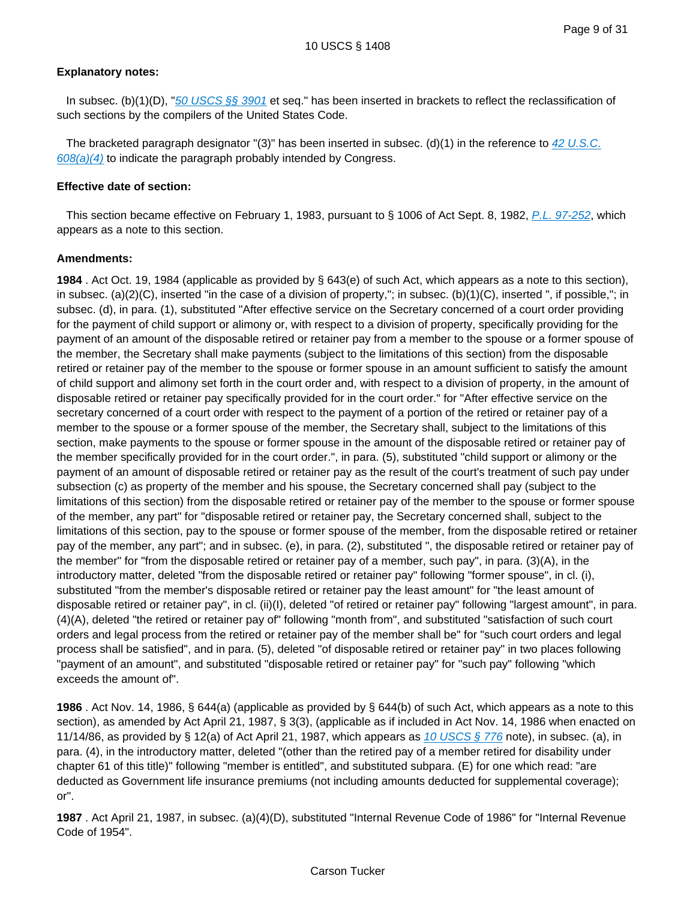**Explanatory notes:**

In subsec. (b)(1)(D), "50 USCS §§ 3901 et seq." has been inserted in brackets to reflect the reclassification of such sections by the compilers of the United States Code.

The bracketed paragraph designator "(3)" has been inserted in subsec. (d)(1) in the reference to 42 U.S.C. 608(a)(4) to indicate the paragraph probably intended by Congress.

**Effective date of section:**

This section became effective on February 1, 1983, pursuant to § 1006 of Act Sept. 8, 1982, P.L. 97-252, which appears as a note to this section.

**Amendments:**

**1984** . Act Oct. 19, 1984 (applicable as provided by § 643(e) of such Act, which appears as a note to this section), in subsec. (a)(2)(C), inserted "in the case of a division of property,"; in subsec. (b)(1)(C), inserted ", if possible,"; in subsec. (d), in para. (1), substituted "After effective service on the Secretary concerned of a court order providing for the payment of child support or alimony or, with respect to a division of property, specifically providing for the payment of an amount of the disposable retired or retainer pay from a member to the spouse or a former spouse of the member, the Secretary shall make payments (subject to the limitations of this section) from the disposable retired or retainer pay of the member to the spouse or former spouse in an amount sufficient to satisfy the amount of child support and alimony set forth in the court order and, with respect to a division of property, in the amount of disposable retired or retainer pay specifically provided for in the court order." for "After effective service on the secretary concerned of a court order with respect to the payment of a portion of the retired or retainer pay of a member to the spouse or a former spouse of the member, the Secretary shall, subject to the limitations of this section, make payments to the spouse or former spouse in the amount of the disposable retired or retainer pay of the member specifically provided for in the court order.", in para. (5), substituted "child support or alimony or the payment of an amount of disposable retired or retainer pay as the result of the court's treatment of such pay under subsection (c) as property of the member and his spouse, the Secretary concerned shall pay (subject to the limitations of this section) from the disposable retired or retainer pay of the member to the spouse or former spouse of the member, any part" for "disposable retired or retainer pay, the Secretary concerned shall, subject to the limitations of this section, pay to the spouse or former spouse of the member, from the disposable retired or retainer pay of the member, any part"; and in subsec. (e), in para. (2), substituted ", the disposable retired or retainer pay of the member" for "from the disposable retired or retainer pay of a member, such pay", in para. (3)(A), in the introductory matter, deleted "from the disposable retired or retainer pay" following "former spouse", in cl. (i), substituted "from the member's disposable retired or retainer pay the least amount" for "the least amount of disposable retired or retainer pay", in cl. (ii)(I), deleted "of retired or retainer pay" following "largest amount", in para. (4)(A), deleted "the retired or retainer pay of" following "month from", and substituted "satisfaction of such court orders and legal process from the retired or retainer pay of the member shall be" for "such court orders and legal process shall be satisfied", and in para. (5), deleted "of disposable retired or retainer pay" in two places following "payment of an amount", and substituted "disposable retired or retainer pay" for "such pay" following "which exceeds the amount of".

**1986** . Act Nov. 14, 1986, § 644(a) (applicable as provided by § 644(b) of such Act, which appears as a note to this section), as amended by Act April 21, 1987, § 3(3), (applicable as if included in Act Nov. 14, 1986 when enacted on 11/14/86, as provided by § 12(a) of Act April 21, 1987, which appears as 10 USCS § 776 note), in subsec. (a), in para. (4), in the introductory matter, deleted "(other than the retired pay of a member retired for disability under chapter 61 of this title)" following "member is entitled", and substituted subpara. (E) for one which read: "are deducted as Government life insurance premiums (not including amounts deducted for supplemental coverage); or".

**1987** . Act April 21, 1987, in subsec. (a)(4)(D), substituted "Internal Revenue Code of 1986" for "Internal Revenue Code of 1954".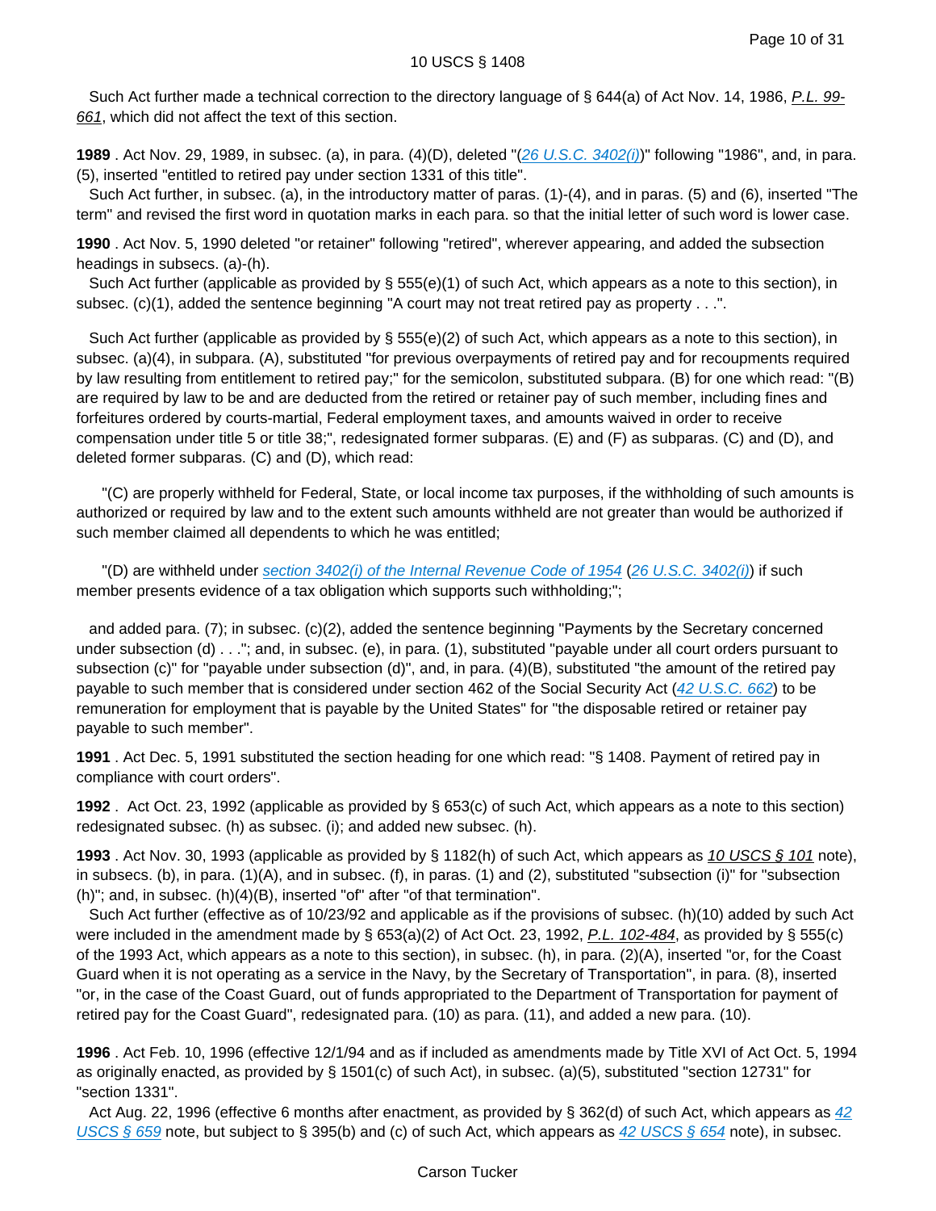Such Act further made a technical correction to the directory language of § 644(a) of Act Nov. 14, 1986, *P.L. 99-661*, which did not affect the text of this section.

**1989** . Act Nov. 29, 1989, in subsec. (a), in para. (4)(D), deleted "(*26 U.S.C. 3402(i)*)" following "1986", and, in para. (5), inserted "entitled to retired pay under section 1331 of this title".

Such Act further, in subsec. (a), in the introductory matter of paras. (1)-(4), and in paras. (5) and (6), inserted "The term" and revised the first word in quotation marks in each para. so that the initial letter of such word is lower case.

**1990** . Act Nov. 5, 1990 deleted "or retainer" following "retired", wherever appearing, and added the subsection headings in subsecs. (a)-(h).

Such Act further (applicable as provided by § 555(e)(1) of such Act, which appears as a note to this section), in subsec. (c)(1), added the sentence beginning "A court may not treat retired pay as property . . .".

Such Act further (applicable as provided by § 555(e)(2) of such Act, which appears as a note to this section), in subsec. (a)(4), in subpara. (A), substituted "for previous overpayments of retired pay and for recoupments required by law resulting from entitlement to retired pay;" for the semicolon, substituted subpara. (B) for one which read: "(B) are required by law to be and are deducted from the retired or retainer pay of such member, including fines and forfeitures ordered by courts-martial, Federal employment taxes, and amounts waived in order to receive compensation under title 5 or title 38;", redesignated former subparas. (E) and (F) as subparas. (C) and (D), and deleted former subparas. (C) and (D), which read:

"(C) are properly withheld for Federal, State, or local income tax purposes, if the withholding of such amounts is authorized or required by law and to the extent such amounts withheld are not greater than would be authorized if such member claimed all dependents to which he was entitled;

"(D) are withheld under *section 3402(i) of the Internal Revenue Code of 1954* (*26 U.S.C. 3402(i)*) if such member presents evidence of a tax obligation which supports such withholding;";

and added para. (7); in subsec. (c)(2), added the sentence beginning "Payments by the Secretary concerned under subsection (d) . . ."; and, in subsec. (e), in para. (1), substituted "payable under all court orders pursuant to subsection (c)" for "payable under subsection (d)", and, in para. (4)(B), substituted "the amount of the retired pay payable to such member that is considered under section 462 of the Social Security Act (*42 U.S.C. 662*) to be remuneration for employment that is payable by the United States" for "the disposable retired or retainer pay payable to such member".

**1991** . Act Dec. 5, 1991 substituted the section heading for one which read: "§ 1408. Payment of retired pay in compliance with court orders".

**1992** . Act Oct. 23, 1992 (applicable as provided by § 653(c) of such Act, which appears as a note to this section) redesignated subsec. (h) as subsec. (i); and added new subsec. (h).

**1993** . Act Nov. 30, 1993 (applicable as provided by § 1182(h) of such Act, which appears as *10 USCS § 101* note), in subsecs. (b), in para. (1)(A), and in subsec. (f), in paras. (1) and (2), substituted "subsection (i)" for "subsection (h)"; and, in subsec. (h)(4)(B), inserted "of" after "of that termination".

Such Act further (effective as of 10/23/92 and applicable as if the provisions of subsec. (h)(10) added by such Act were included in the amendment made by § 653(a)(2) of Act Oct. 23, 1992, *P.L. 102-484*, as provided by § 555(c) of the 1993 Act, which appears as a note to this section), in subsec. (h), in para. (2)(A), inserted "or, for the Coast Guard when it is not operating as a service in the Navy, by the Secretary of Transportation", in para. (8), inserted "or, in the case of the Coast Guard, out of funds appropriated to the Department of Transportation for payment of retired pay for the Coast Guard", redesignated para. (10) as para. (11), and added a new para. (10).

**1996** . Act Feb. 10, 1996 (effective 12/1/94 and as if included as amendments made by Title XVI of Act Oct. 5, 1994 as originally enacted, as provided by § 1501(c) of such Act), in subsec. (a)(5), substituted "section 12731" for "section 1331".

Act Aug. 22, 1996 (effective 6 months after enactment, as provided by § 362(d) of such Act, which appears as *42 USCS § 659* note, but subject to § 395(b) and (c) of such Act, which appears as *42 USCS § 654* note), in subsec.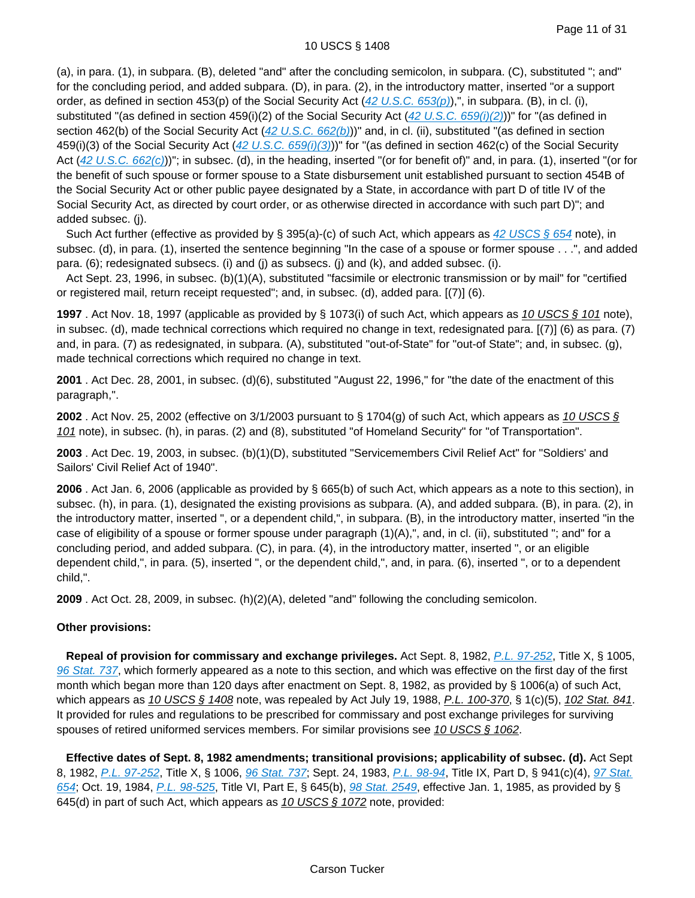(a), in para. (1), in subpara. (B), deleted "and" after the concluding semicolon, in subpara. (C), substituted "; and" for the concluding period, and added subpara. (D), in para. (2), in the introductory matter, inserted "or a support order, as defined in section 453(p) of the Social Security Act (42 U.S.C. 653(p)),", in subpara. (B), in cl. (i), substituted "(as defined in section 459(i)(2) of the Social Security Act (42 U.S.C. 659(i)(2)))" for "(as defined in section 462(b) of the Social Security Act (42 U.S.C. 662(b)))" and, in cl. (ii), substituted "(as defined in section 459(i)(3) of the Social Security Act (42 U.S.C. 659(i)(3)))" for "(as defined in section 462(c) of the Social Security Act (42 U.S.C. 662(c)))"; in subsec. (d), in the heading, inserted "(or for benefit of)" and, in para. (1), inserted "(or for the benefit of such spouse or former spouse to a State disbursement unit established pursuant to section 454B of the Social Security Act or other public payee designated by a State, in accordance with part D of title IV of the Social Security Act, as directed by court order, or as otherwise directed in accordance with such part D)"; and added subsec. (j).

Such Act further (effective as provided by § 395(a)-(c) of such Act, which appears as 42 USCS § 654 note), in subsec. (d), in para. (1), inserted the sentence beginning "In the case of a spouse or former spouse . . .", and added para. (6); redesignated subsecs. (i) and (j) as subsecs. (j) and (k), and added subsec. (i).

Act Sept. 23, 1996, in subsec. (b)(1)(A), substituted "facsimile or electronic transmission or by mail" for "certified or registered mail, return receipt requested"; and, in subsec. (d), added para. [(7)] (6).

**1997** . Act Nov. 18, 1997 (applicable as provided by § 1073(i) of such Act, which appears as 10 USCS § 101 note), in subsec. (d), made technical corrections which required no change in text, redesignated para. [(7)] (6) as para. (7) and, in para. (7) as redesignated, in subpara. (A), substituted "out-of-State" for "out-of State"; and, in subsec. (g), made technical corrections which required no change in text.

**2001** . Act Dec. 28, 2001, in subsec. (d)(6), substituted "August 22, 1996," for "the date of the enactment of this paragraph,".

**2002** . Act Nov. 25, 2002 (effective on 3/1/2003 pursuant to § 1704(g) of such Act, which appears as 10 USCS § 101 note), in subsec. (h), in paras. (2) and (8), substituted "of Homeland Security" for "of Transportation".

**2003** . Act Dec. 19, 2003, in subsec. (b)(1)(D), substituted "Servicemembers Civil Relief Act" for "Soldiers' and Sailors' Civil Relief Act of 1940".

**2006** . Act Jan. 6, 2006 (applicable as provided by § 665(b) of such Act, which appears as a note to this section), in subsec. (h), in para. (1), designated the existing provisions as subpara. (A), and added subpara. (B), in para. (2), in the introductory matter, inserted ", or a dependent child,", in subpara. (B), in the introductory matter, inserted "in the case of eligibility of a spouse or former spouse under paragraph (1)(A),", and, in cl. (ii), substituted "; and" for a concluding period, and added subpara. (C), in para. (4), in the introductory matter, inserted ", or an eligible dependent child,", in para. (5), inserted ", or the dependent child,", and, in para. (6), inserted ", or to a dependent child,".

**2009** . Act Oct. 28, 2009, in subsec. (h)(2)(A), deleted "and" following the concluding semicolon.

**Other provisions:**

**Repeal of provision for commissary and exchange privileges.** Act Sept. 8, 1982, P.L. 97-252, Title X, § 1005, 96 Stat. 737, which formerly appeared as a note to this section, and which was effective on the first day of the first month which began more than 120 days after enactment on Sept. 8, 1982, as provided by § 1006(a) of such Act, which appears as 10 USCS § 1408 note, was repealed by Act July 19, 1988, P.L. 100-370, § 1(c)(5), 102 Stat. 841. It provided for rules and regulations to be prescribed for commissary and post exchange privileges for surviving spouses of retired uniformed services members. For similar provisions see 10 USCS § 1062.

**Effective dates of Sept. 8, 1982 amendments; transitional provisions; applicability of subsec. (d).** Act Sept 8, 1982, P.L. 97-252, Title X, § 1006, 96 Stat. 737; Sept. 24, 1983, P.L. 98-94, Title IX, Part D, § 941(c)(4), 97 Stat. 654; Oct. 19, 1984, P.L. 98-525, Title VI, Part E, § 645(b), 98 Stat. 2549, effective Jan. 1, 1985, as provided by § 645(d) in part of such Act, which appears as 10 USCS § 1072 note, provided: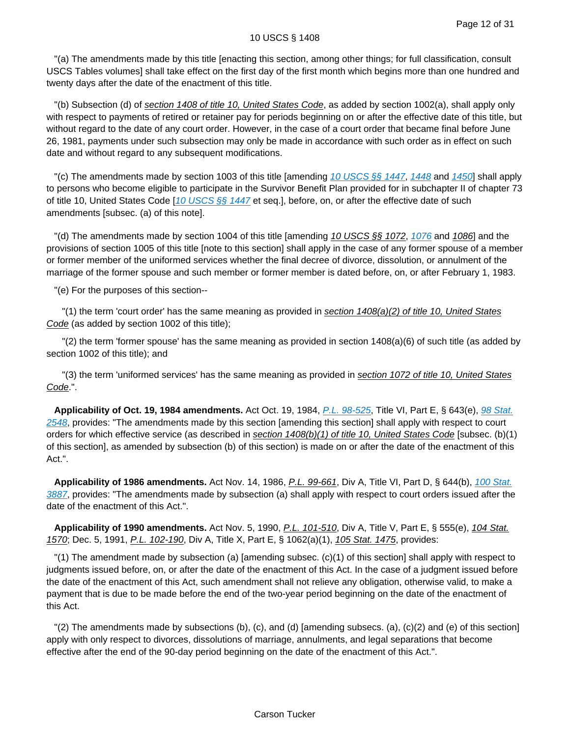"(a) The amendments made by this title [enacting this section, among other things; for full classification, consult USCS Tables volumes] shall take effect on the first day of the first month which begins more than one hundred and twenty days after the date of the enactment of this title.

"(b) Subsection (d) of section 1408 of title 10, United States Code, as added by section 1002(a), shall apply only with respect to payments of retired or retainer pay for periods beginning on or after the effective date of this title, but without regard to the date of any court order. However, in the case of a court order that became final before June 26, 1981, payments under such subsection may only be made in accordance with such order as in effect on such date and without regard to any subsequent modifications.

"(c) The amendments made by section 1003 of this title [amending 10 USCS §§ 1447, 1448 and 1450] shall apply to persons who become eligible to participate in the Survivor Benefit Plan provided for in subchapter II of chapter 73 of title 10, United States Code [10 USCS §§ 1447 et seq.], before, on, or after the effective date of such amendments [subsec. (a) of this note].

"(d) The amendments made by section 1004 of this title [amending 10 USCS §§ 1072, 1076 and 1086] and the provisions of section 1005 of this title [note to this section] shall apply in the case of any former spouse of a member or former member of the uniformed services whether the final decree of divorce, dissolution, or annulment of the marriage of the former spouse and such member or former member is dated before, on, or after February 1, 1983.

"(e) For the purposes of this section--

"(1) the term 'court order' has the same meaning as provided in section 1408(a)(2) of title 10, United States Code (as added by section 1002 of this title);

"(2) the term 'former spouse' has the same meaning as provided in section 1408(a)(6) of such title (as added by section 1002 of this title); and

"(3) the term 'uniformed services' has the same meaning as provided in section 1072 of title 10, United States Code.".

**Applicability of Oct. 19, 1984 amendments.** Act Oct. 19, 1984, P.L. 98-525, Title VI, Part E, § 643(e), 98 Stat. 2548, provides: "The amendments made by this section [amending this section] shall apply with respect to court orders for which effective service (as described in section 1408(b)(1) of title 10, United States Code [subsec. (b)(1) of this section], as amended by subsection (b) of this section) is made on or after the date of the enactment of this Act.".

**Applicability of 1986 amendments.** Act Nov. 14, 1986, P.L. 99-661, Div A, Title VI, Part D, § 644(b), 100 Stat. 3887, provides: "The amendments made by subsection (a) shall apply with respect to court orders issued after the date of the enactment of this Act.".

**Applicability of 1990 amendments.** Act Nov. 5, 1990, P.L. 101-510, Div A, Title V, Part E, § 555(e), 104 Stat. 1570; Dec. 5, 1991, P.L. 102-190, Div A, Title X, Part E, § 1062(a)(1), 105 Stat. 1475, provides:

"(1) The amendment made by subsection (a) [amending subsec. (c)(1) of this section] shall apply with respect to judgments issued before, on, or after the date of the enactment of this Act. In the case of a judgment issued before the date of the enactment of this Act, such amendment shall not relieve any obligation, otherwise valid, to make a payment that is due to be made before the end of the two-year period beginning on the date of the enactment of this Act.

"(2) The amendments made by subsections (b), (c), and (d) [amending subsecs. (a), (c)(2) and (e) of this section] apply with only respect to divorces, dissolutions of marriage, annulments, and legal separations that become effective after the end of the 90-day period beginning on the date of the enactment of this Act.".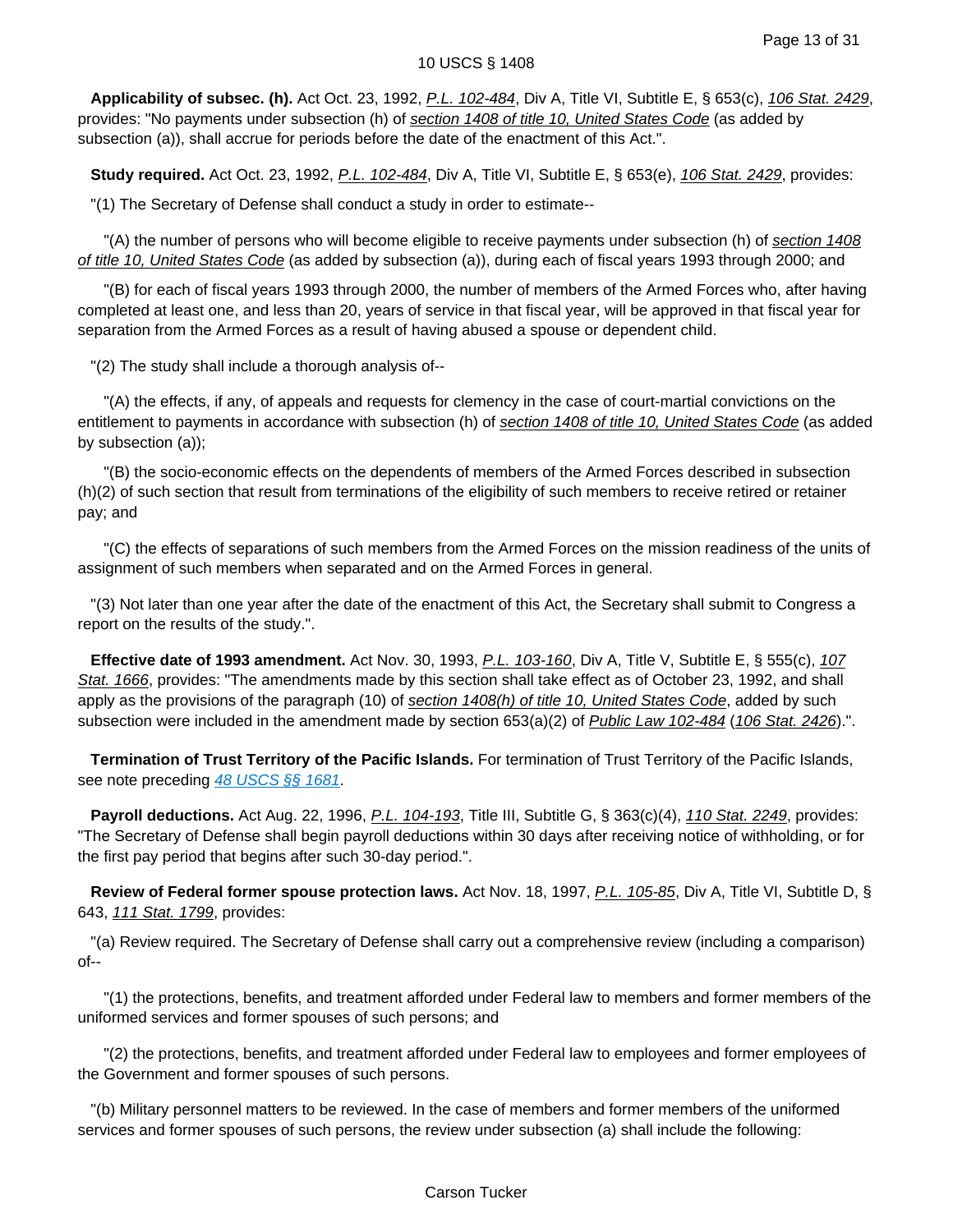**Applicability of subsec. (h).** Act Oct. 23, 1992, P.L. 102-484, Div A, Title VI, Subtitle E, § 653(c), 106 Stat. 2429, provides: "No payments under subsection (h) of section 1408 of title 10, United States Code (as added by subsection (a)), shall accrue for periods before the date of the enactment of this Act.".

**Study required.** Act Oct. 23, 1992, P.L. 102-484, Div A, Title VI, Subtitle E, § 653(e), 106 Stat. 2429, provides:

"(1) The Secretary of Defense shall conduct a study in order to estimate--

"(A) the number of persons who will become eligible to receive payments under subsection (h) of section 1408 of title 10, United States Code (as added by subsection (a)), during each of fiscal years 1993 through 2000; and

"(B) for each of fiscal years 1993 through 2000, the number of members of the Armed Forces who, after having completed at least one, and less than 20, years of service in that fiscal year, will be approved in that fiscal year for separation from the Armed Forces as a result of having abused a spouse or dependent child.

"(2) The study shall include a thorough analysis of--

"(A) the effects, if any, of appeals and requests for clemency in the case of court-martial convictions on the entitlement to payments in accordance with subsection (h) of section 1408 of title 10, United States Code (as added by subsection (a));

"(B) the socio-economic effects on the dependents of members of the Armed Forces described in subsection (h)(2) of such section that result from terminations of the eligibility of such members to receive retired or retainer pay; and

"(C) the effects of separations of such members from the Armed Forces on the mission readiness of the units of assignment of such members when separated and on the Armed Forces in general.

"(3) Not later than one year after the date of the enactment of this Act, the Secretary shall submit to Congress a report on the results of the study.".

**Effective date of 1993 amendment.** Act Nov. 30, 1993, P.L. 103-160, Div A, Title V, Subtitle E, § 555(c), 107 Stat. 1666, provides: "The amendments made by this section shall take effect as of October 23, 1992, and shall apply as the provisions of the paragraph (10) of section 1408(h) of title 10, United States Code, added by such subsection were included in the amendment made by section 653(a)(2) of Public Law 102-484 (106 Stat. 2426).".

**Termination of Trust Territory of the Pacific Islands.** For termination of Trust Territory of the Pacific Islands, see note preceding 48 USCS §§ 1681.

**Payroll deductions.** Act Aug. 22, 1996, P.L. 104-193, Title III, Subtitle G, § 363(c)(4), 110 Stat. 2249, provides: "The Secretary of Defense shall begin payroll deductions within 30 days after receiving notice of withholding, or for the first pay period that begins after such 30-day period.".

**Review of Federal former spouse protection laws.** Act Nov. 18, 1997, P.L. 105-85, Div A, Title VI, Subtitle D, § 643, 111 Stat. 1799, provides:

"(a) Review required. The Secretary of Defense shall carry out a comprehensive review (including a comparison) of--

"(1) the protections, benefits, and treatment afforded under Federal law to members and former members of the uniformed services and former spouses of such persons; and

"(2) the protections, benefits, and treatment afforded under Federal law to employees and former employees of the Government and former spouses of such persons.

"(b) Military personnel matters to be reviewed. In the case of members and former members of the uniformed services and former spouses of such persons, the review under subsection (a) shall include the following: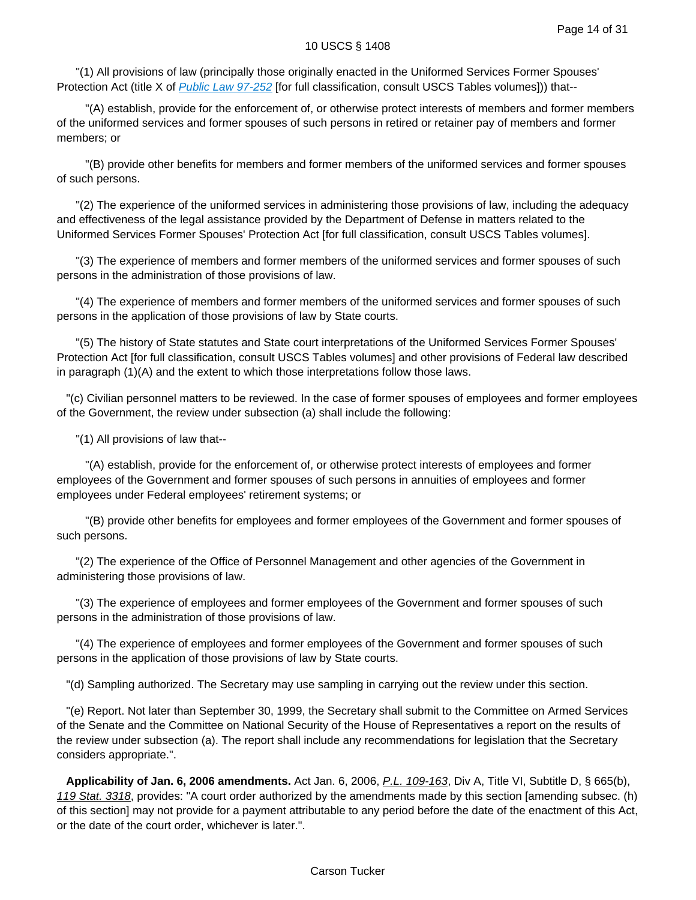"(1) All provisions of law (principally those originally enacted in the Uniformed Services Former Spouses' Protection Act (title X of *Public Law 97-252* [for full classification, consult USCS Tables volumes])) that--

"(A) establish, provide for the enforcement of, or otherwise protect interests of members and former members of the uniformed services and former spouses of such persons in retired or retainer pay of members and former members; or

"(B) provide other benefits for members and former members of the uniformed services and former spouses of such persons.

"(2) The experience of the uniformed services in administering those provisions of law, including the adequacy and effectiveness of the legal assistance provided by the Department of Defense in matters related to the Uniformed Services Former Spouses' Protection Act [for full classification, consult USCS Tables volumes].

"(3) The experience of members and former members of the uniformed services and former spouses of such persons in the administration of those provisions of law.

"(4) The experience of members and former members of the uniformed services and former spouses of such persons in the application of those provisions of law by State courts.

"(5) The history of State statutes and State court interpretations of the Uniformed Services Former Spouses' Protection Act [for full classification, consult USCS Tables volumes] and other provisions of Federal law described in paragraph (1)(A) and the extent to which those interpretations follow those laws.

"(c) Civilian personnel matters to be reviewed. In the case of former spouses of employees and former employees of the Government, the review under subsection (a) shall include the following:

"(1) All provisions of law that--

"(A) establish, provide for the enforcement of, or otherwise protect interests of employees and former employees of the Government and former spouses of such persons in annuities of employees and former employees under Federal employees' retirement systems; or

"(B) provide other benefits for employees and former employees of the Government and former spouses of such persons.

"(2) The experience of the Office of Personnel Management and other agencies of the Government in administering those provisions of law.

"(3) The experience of employees and former employees of the Government and former spouses of such persons in the administration of those provisions of law.

"(4) The experience of employees and former employees of the Government and former spouses of such persons in the application of those provisions of law by State courts.

"(d) Sampling authorized. The Secretary may use sampling in carrying out the review under this section.

"(e) Report. Not later than September 30, 1999, the Secretary shall submit to the Committee on Armed Services of the Senate and the Committee on National Security of the House of Representatives a report on the results of the review under subsection (a). The report shall include any recommendations for legislation that the Secretary considers appropriate.".

**Applicability of Jan. 6, 2006 amendments.** Act Jan. 6, 2006, *P.L. 109-163*, Div A, Title VI, Subtitle D, § 665(b), *119 Stat. 3318*, provides: "A court order authorized by the amendments made by this section [amending subsec. (h) of this section] may not provide for a payment attributable to any period before the date of the enactment of this Act, or the date of the court order, whichever is later.".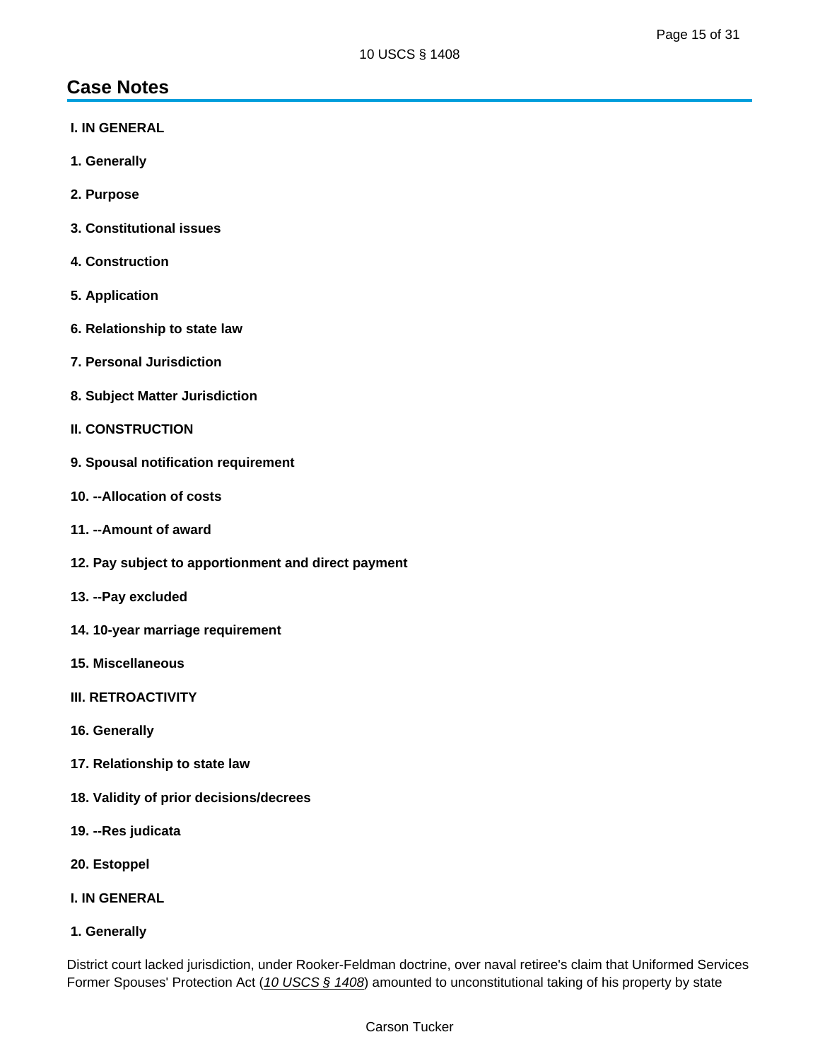## Case Notes

**I. IN GENERAL**

**1. Generally**

**2. Purpose**

**3. Constitutional issues**

**4. Construction**

**5. Application**

**6. Relationship to state law**

**7. Personal Jurisdiction**

**8. Subject Matter Jurisdiction**

**II. CONSTRUCTION**

**9. Spousal notification requirement**

**10. --Allocation of costs**

**11. --Amount of award**

**12. Pay subject to apportionment and direct payment**

**13. --Pay excluded**

**14. 10-year marriage requirement**

**15. Miscellaneous**

**III. RETROACTIVITY**

**16. Generally**

**17. Relationship to state law**

**18. Validity of prior decisions/decrees**

**19. --Res judicata**

**20. Estoppel**

**I. IN GENERAL**

**1. Generally**

District court lacked jurisdiction, under Rooker-Feldman doctrine, over naval retiree's claim that Uniformed Services Former Spouses' Protection Act (*10 USCS § 1408*) amounted to unconstitutional taking of his property by state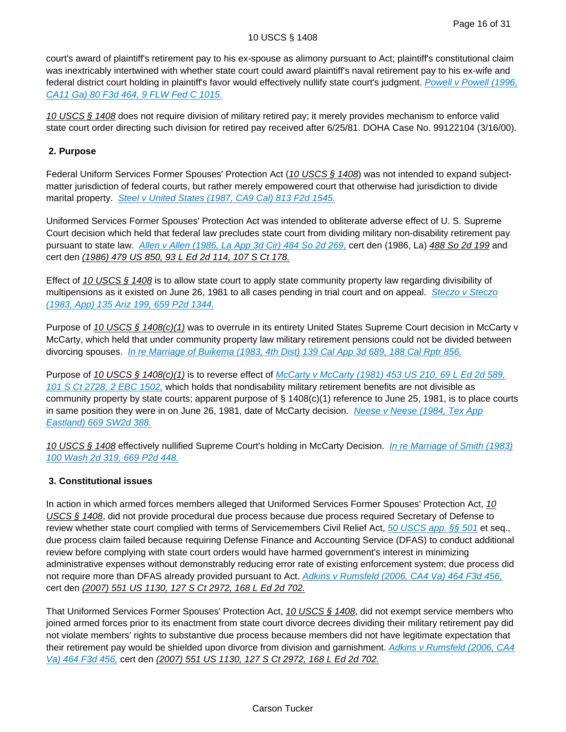court's award of plaintiff's retirement pay to his ex-spouse as alimony pursuant to Act; plaintiff's constitutional claim was inextricably intertwined with whether state court could award plaintiff's naval retirement pay to his ex-wife and federal district court holding in plaintiff's favor would effectively nullify state court's judgment. Powell v Powell (1996, CA11 Ga) 80 F3d 464, 9 FLW Fed C 1015.

10 USCS § 1408 does not require division of military retired pay; it merely provides mechanism to enforce valid state court order directing such division for retired pay received after 6/25/81. DOHA Case No. 99122104 (3/16/00).

### 2. Purpose

Federal Uniform Services Former Spouses' Protection Act (10 USCS § 1408) was not intended to expand subject-matter jurisdiction of federal courts, but rather merely empowered court that otherwise had jurisdiction to divide marital property. Steel v United States (1987, CA9 Cal) 813 F2d 1545.

Uniformed Services Former Spouses' Protection Act was intended to obliterate adverse effect of U. S. Supreme Court decision which held that federal law precludes state court from dividing military non-disability retirement pay pursuant to state law. Allen v Allen (1986, La App 3d Cir) 484 So 2d 269, cert den (1986, La) 488 So 2d 199 and cert den (1986) 479 US 850, 93 L Ed 2d 114, 107 S Ct 178.

Effect of 10 USCS § 1408 is to allow state court to apply state community property law regarding divisibility of multipensions as it existed on June 26, 1981 to all cases pending in trial court and on appeal. Steczo v Steczo (1983, App) 135 Ariz 199, 659 P2d 1344.

Purpose of 10 USCS § 1408(c)(1) was to overrule in its entirety United States Supreme Court decision in McCarty v McCarty, which held that under community property law military retirement pensions could not be divided between divorcing spouses. In re Marriage of Buikema (1983, 4th Dist) 139 Cal App 3d 689, 188 Cal Rptr 856.

Purpose of 10 USCS § 1408(c)(1) is to reverse effect of McCarty v McCarty (1981) 453 US 210, 69 L Ed 2d 589, 101 S Ct 2728, 2 EBC 1502, which holds that nondisability military retirement benefits are not divisible as community property by state courts; apparent purpose of § 1408(c)(1) reference to June 25, 1981, is to place courts in same position they were in on June 26, 1981, date of McCarty decision. Neese v Neese (1984, Tex App Eastland) 669 SW2d 388.

10 USCS § 1408 effectively nullified Supreme Court's holding in McCarty Decision. In re Marriage of Smith (1983) 100 Wash 2d 319, 669 P2d 448.

### 3. Constitutional issues

In action in which armed forces members alleged that Uniformed Services Former Spouses' Protection Act, 10 USCS § 1408, did not provide procedural due process because due process required Secretary of Defense to review whether state court complied with terms of Servicemembers Civil Relief Act, 50 USCS app. §§ 501 et seq., due process claim failed because requiring Defense Finance and Accounting Service (DFAS) to conduct additional review before complying with state court orders would have harmed government's interest in minimizing administrative expenses without demonstrably reducing error rate of existing enforcement system; due process did not require more than DFAS already provided pursuant to Act. Adkins v Rumsfeld (2006, CA4 Va) 464 F3d 456, cert den (2007) 551 US 1130, 127 S Ct 2972, 168 L Ed 2d 702.

That Uniformed Services Former Spouses' Protection Act, 10 USCS § 1408, did not exempt service members who joined armed forces prior to its enactment from state court divorce decrees dividing their military retirement pay did not violate members' rights to substantive due process because members did not have legitimate expectation that their retirement pay would be shielded upon divorce from division and garnishment. Adkins v Rumsfeld (2006, CA4 Va) 464 F3d 456, cert den (2007) 551 US 1130, 127 S Ct 2972, 168 L Ed 2d 702.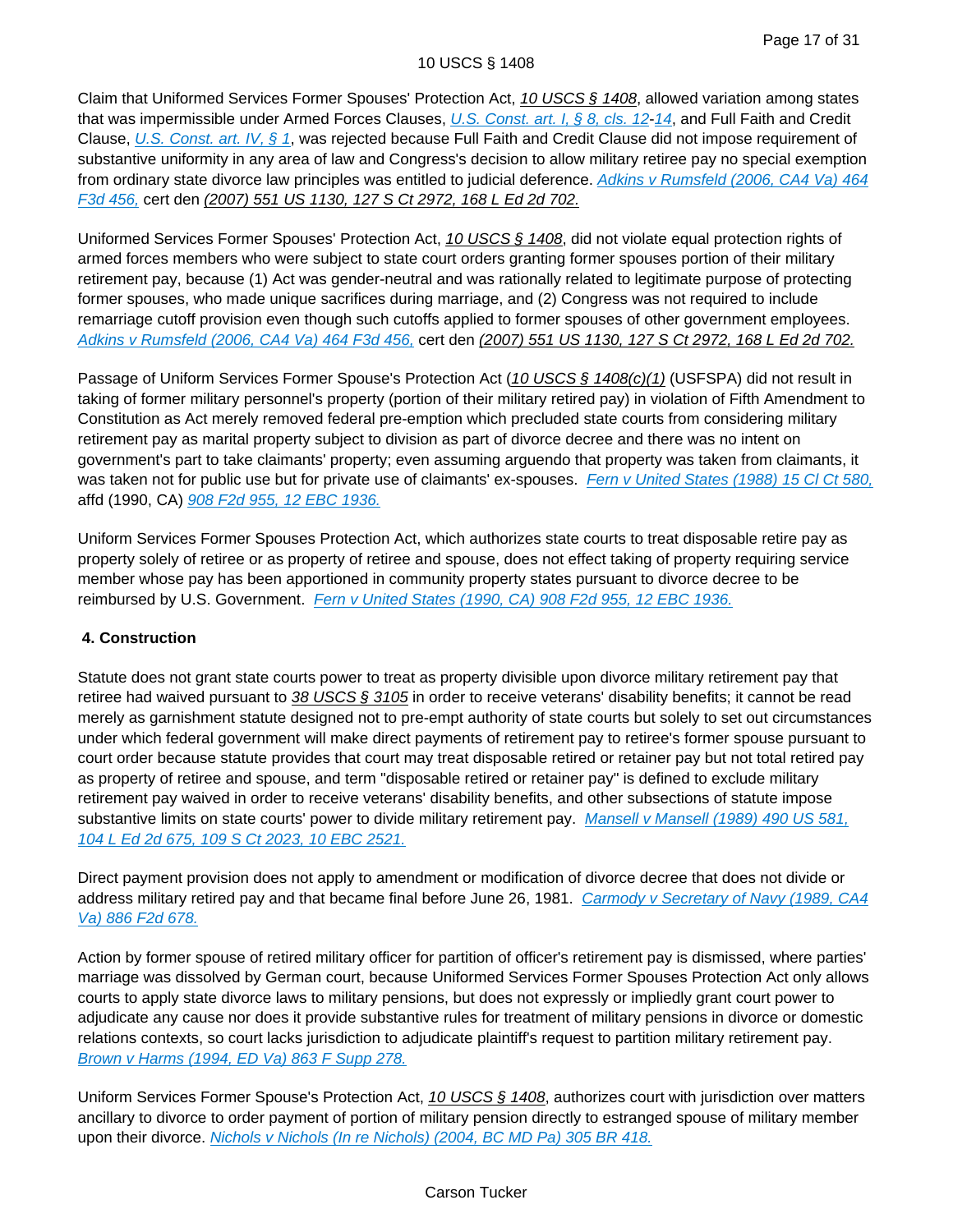Claim that Uniformed Services Former Spouses' Protection Act, 10 USCS § 1408, allowed variation among states that was impermissible under Armed Forces Clauses, U.S. Const. art. I, § 8, cls. 12-14, and Full Faith and Credit Clause, U.S. Const. art. IV, § 1, was rejected because Full Faith and Credit Clause did not impose requirement of substantive uniformity in any area of law and Congress's decision to allow military retiree pay no special exemption from ordinary state divorce law principles was entitled to judicial deference. Adkins v Rumsfeld (2006, CA4 Va) 464 F3d 456, cert den (2007) 551 US 1130, 127 S Ct 2972, 168 L Ed 2d 702.

Uniformed Services Former Spouses' Protection Act, 10 USCS § 1408, did not violate equal protection rights of armed forces members who were subject to state court orders granting former spouses portion of their military retirement pay, because (1) Act was gender-neutral and was rationally related to legitimate purpose of protecting former spouses, who made unique sacrifices during marriage, and (2) Congress was not required to include remarriage cutoff provision even though such cutoffs applied to former spouses of other government employees. Adkins v Rumsfeld (2006, CA4 Va) 464 F3d 456, cert den (2007) 551 US 1130, 127 S Ct 2972, 168 L Ed 2d 702.

Passage of Uniform Services Former Spouse's Protection Act (10 USCS § 1408(c)(1) (USFSPA) did not result in taking of former military personnel's property (portion of their military retired pay) in violation of Fifth Amendment to Constitution as Act merely removed federal pre-emption which precluded state courts from considering military retirement pay as marital property subject to division as part of divorce decree and there was no intent on government's part to take claimants' property; even assuming arguendo that property was taken from claimants, it was taken not for public use but for private use of claimants' ex-spouses. Fern v United States (1988) 15 Cl Ct 580, affd (1990, CA) 908 F2d 955, 12 EBC 1936.

Uniform Services Former Spouses Protection Act, which authorizes state courts to treat disposable retire pay as property solely of retiree or as property of retiree and spouse, does not effect taking of property requiring service member whose pay has been apportioned in community property states pursuant to divorce decree to be reimbursed by U.S. Government. Fern v United States (1990, CA) 908 F2d 955, 12 EBC 1936.

**4. Construction**

Statute does not grant state courts power to treat as property divisible upon divorce military retirement pay that retiree had waived pursuant to 38 USCS § 3105 in order to receive veterans' disability benefits; it cannot be read merely as garnishment statute designed not to pre-empt authority of state courts but solely to set out circumstances under which federal government will make direct payments of retirement pay to retiree's former spouse pursuant to court order because statute provides that court may treat disposable retired or retainer pay but not total retired pay as property of retiree and spouse, and term "disposable retired or retainer pay" is defined to exclude military retirement pay waived in order to receive veterans' disability benefits, and other subsections of statute impose substantive limits on state courts' power to divide military retirement pay. Mansell v Mansell (1989) 490 US 581, 104 L Ed 2d 675, 109 S Ct 2023, 10 EBC 2521.

Direct payment provision does not apply to amendment or modification of divorce decree that does not divide or address military retired pay and that became final before June 26, 1981. Carmody v Secretary of Navy (1989, CA4 Va) 886 F2d 678.

Action by former spouse of retired military officer for partition of officer's retirement pay is dismissed, where parties' marriage was dissolved by German court, because Uniformed Services Former Spouses Protection Act only allows courts to apply state divorce laws to military pensions, but does not expressly or impliedly grant court power to adjudicate any cause nor does it provide substantive rules for treatment of military pensions in divorce or domestic relations contexts, so court lacks jurisdiction to adjudicate plaintiff's request to partition military retirement pay. Brown v Harms (1994, ED Va) 863 F Supp 278.

Uniform Services Former Spouse's Protection Act, 10 USCS § 1408, authorizes court with jurisdiction over matters ancillary to divorce to order payment of portion of military pension directly to estranged spouse of military member upon their divorce. Nichols v Nichols (In re Nichols) (2004, BC MD Pa) 305 BR 418.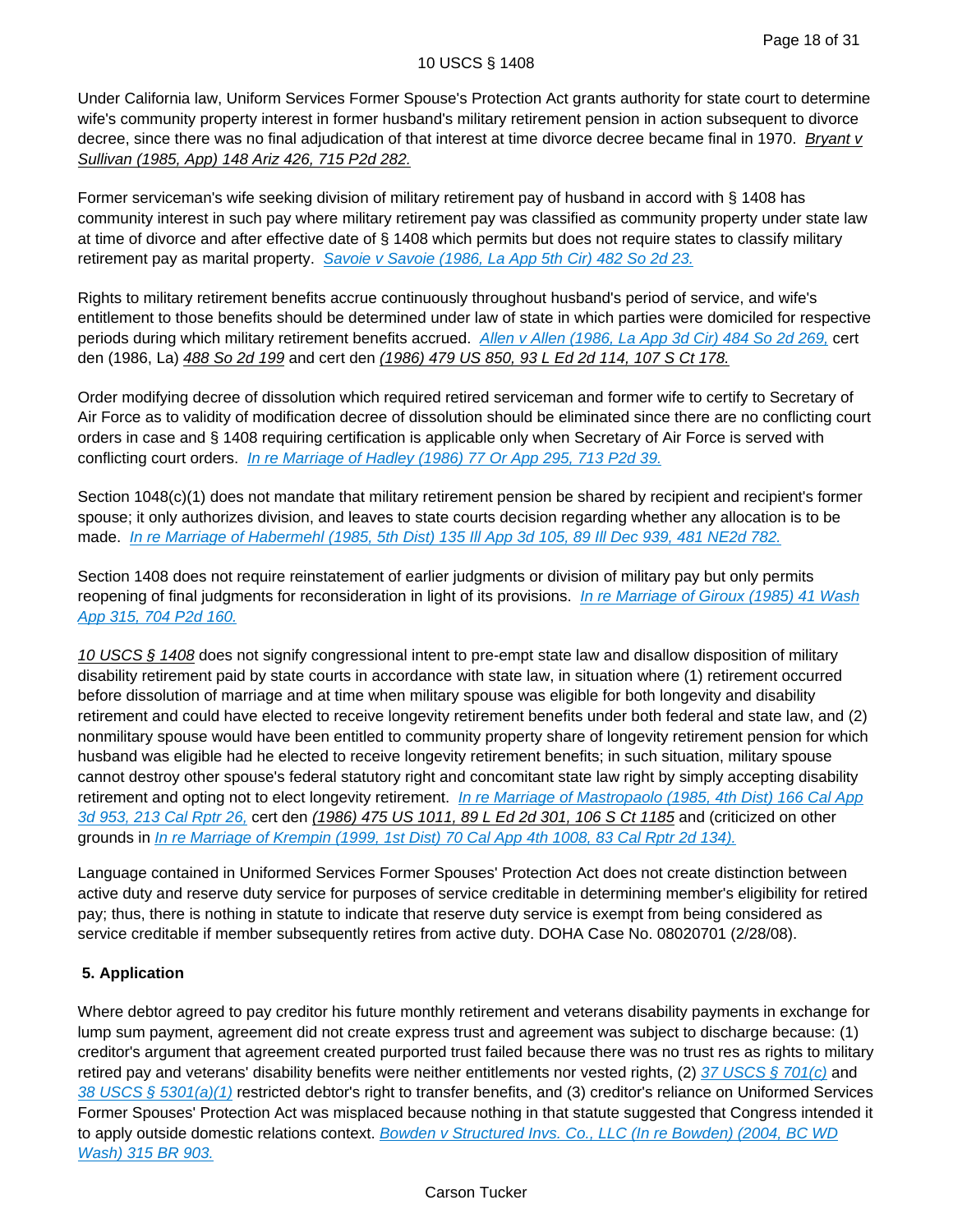Under California law, Uniform Services Former Spouse's Protection Act grants authority for state court to determine wife's community property interest in former husband's military retirement pension in action subsequent to divorce decree, since there was no final adjudication of that interest at time divorce decree became final in 1970. Bryant v Sullivan (1985, App) 148 Ariz 426, 715 P2d 282.

Former serviceman's wife seeking division of military retirement pay of husband in accord with § 1408 has community interest in such pay where military retirement pay was classified as community property under state law at time of divorce and after effective date of § 1408 which permits but does not require states to classify military retirement pay as marital property. Savoie v Savoie (1986, La App 5th Cir) 482 So 2d 23.

Rights to military retirement benefits accrue continuously throughout husband's period of service, and wife's entitlement to those benefits should be determined under law of state in which parties were domiciled for respective periods during which military retirement benefits accrued. Allen v Allen (1986, La App 3d Cir) 484 So 2d 269, cert den (1986, La) 488 So 2d 199 and cert den (1986) 479 US 850, 93 L Ed 2d 114, 107 S Ct 178.

Order modifying decree of dissolution which required retired serviceman and former wife to certify to Secretary of Air Force as to validity of modification decree of dissolution should be eliminated since there are no conflicting court orders in case and § 1408 requiring certification is applicable only when Secretary of Air Force is served with conflicting court orders. In re Marriage of Hadley (1986) 77 Or App 295, 713 P2d 39.

Section 1048(c)(1) does not mandate that military retirement pension be shared by recipient and recipient's former spouse; it only authorizes division, and leaves to state courts decision regarding whether any allocation is to be made. In re Marriage of Habermehl (1985, 5th Dist) 135 Ill App 3d 105, 89 Ill Dec 939, 481 NE2d 782.

Section 1408 does not require reinstatement of earlier judgments or division of military pay but only permits reopening of final judgments for reconsideration in light of its provisions. In re Marriage of Giroux (1985) 41 Wash App 315, 704 P2d 160.

10 USCS § 1408 does not signify congressional intent to pre-empt state law and disallow disposition of military disability retirement paid by state courts in accordance with state law, in situation where (1) retirement occurred before dissolution of marriage and at time when military spouse was eligible for both longevity and disability retirement and could have elected to receive longevity retirement benefits under both federal and state law, and (2) nonmilitary spouse would have been entitled to community property share of longevity retirement pension for which husband was eligible had he elected to receive longevity retirement benefits; in such situation, military spouse cannot destroy other spouse's federal statutory right and concomitant state law right by simply accepting disability retirement and opting not to elect longevity retirement. In re Marriage of Mastropaolo (1985, 4th Dist) 166 Cal App 3d 953, 213 Cal Rptr 26, cert den (1986) 475 US 1011, 89 L Ed 2d 301, 106 S Ct 1185 and (criticized on other grounds in In re Marriage of Krempin (1999, 1st Dist) 70 Cal App 4th 1008, 83 Cal Rptr 2d 134).

Language contained in Uniformed Services Former Spouses' Protection Act does not create distinction between active duty and reserve duty service for purposes of service creditable in determining member's eligibility for retired pay; thus, there is nothing in statute to indicate that reserve duty service is exempt from being considered as service creditable if member subsequently retires from active duty. DOHA Case No. 08020701 (2/28/08).

### 5. Application

Where debtor agreed to pay creditor his future monthly retirement and veterans disability payments in exchange for lump sum payment, agreement did not create express trust and agreement was subject to discharge because: (1) creditor's argument that agreement created purported trust failed because there was no trust res as rights to military retired pay and veterans' disability benefits were neither entitlements nor vested rights, (2) 37 USCS § 701(c) and 38 USCS § 5301(a)(1) restricted debtor's right to transfer benefits, and (3) creditor's reliance on Uniformed Services Former Spouses' Protection Act was misplaced because nothing in that statute suggested that Congress intended it to apply outside domestic relations context. Bowden v Structured Invs. Co., LLC (In re Bowden) (2004, BC WD Wash) 315 BR 903.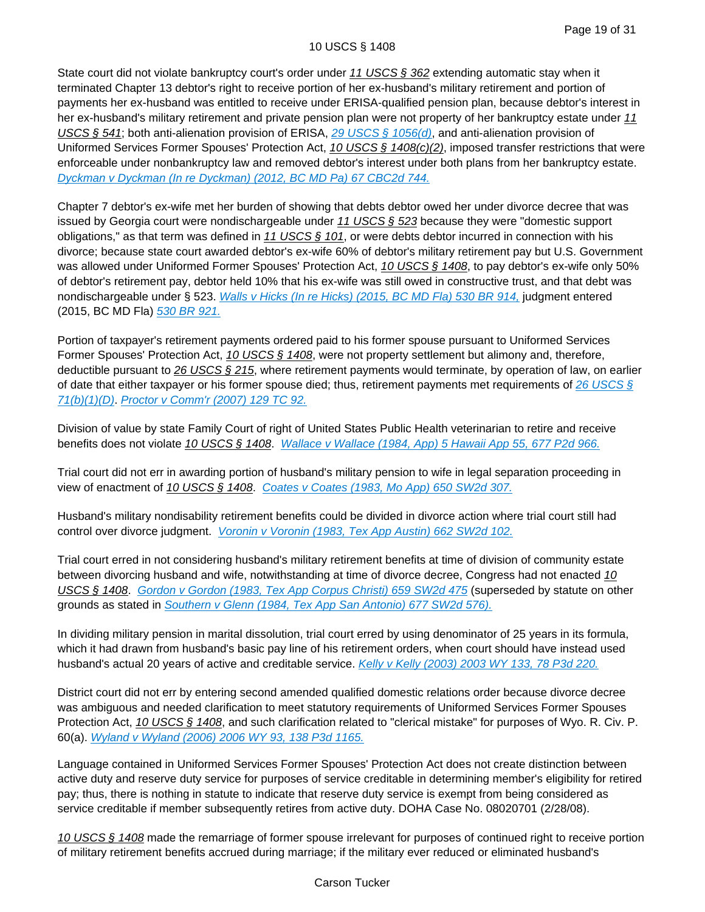State court did not violate bankruptcy court's order under 11 USCS § 362 extending automatic stay when it terminated Chapter 13 debtor's right to receive portion of her ex-husband's military retirement and portion of payments her ex-husband was entitled to receive under ERISA-qualified pension plan, because debtor's interest in her ex-husband's military retirement and private pension plan were not property of her bankruptcy estate under 11 USCS § 541; both anti-alienation provision of ERISA, 29 USCS § 1056(d), and anti-alienation provision of Uniformed Services Former Spouses' Protection Act, 10 USCS § 1408(c)(2), imposed transfer restrictions that were enforceable under nonbankruptcy law and removed debtor's interest under both plans from her bankruptcy estate. Dyckman v Dyckman (In re Dyckman) (2012, BC MD Pa) 67 CBC2d 744.

Chapter 7 debtor's ex-wife met her burden of showing that debts debtor owed her under divorce decree that was issued by Georgia court were nondischargeable under 11 USCS § 523 because they were "domestic support obligations," as that term was defined in 11 USCS § 101, or were debts debtor incurred in connection with his divorce; because state court awarded debtor's ex-wife 60% of debtor's military retirement pay but U.S. Government was allowed under Uniformed Former Spouses' Protection Act, 10 USCS § 1408, to pay debtor's ex-wife only 50% of debtor's retirement pay, debtor held 10% that his ex-wife was still owed in constructive trust, and that debt was nondischargeable under § 523. Walls v Hicks (In re Hicks) (2015, BC MD Fla) 530 BR 914, judgment entered (2015, BC MD Fla) 530 BR 921.

Portion of taxpayer's retirement payments ordered paid to his former spouse pursuant to Uniformed Services Former Spouses' Protection Act, 10 USCS § 1408, were not property settlement but alimony and, therefore, deductible pursuant to 26 USCS § 215, where retirement payments would terminate, by operation of law, on earlier of date that either taxpayer or his former spouse died; thus, retirement payments met requirements of 26 USCS § 71(b)(1)(D). Proctor v Comm'r (2007) 129 TC 92.

Division of value by state Family Court of right of United States Public Health veterinarian to retire and receive benefits does not violate 10 USCS § 1408. Wallace v Wallace (1984, App) 5 Hawaii App 55, 677 P2d 966.

Trial court did not err in awarding portion of husband's military pension to wife in legal separation proceeding in view of enactment of 10 USCS § 1408. Coates v Coates (1983, Mo App) 650 SW2d 307.

Husband's military nondisability retirement benefits could be divided in divorce action where trial court still had control over divorce judgment. Voronin v Voronin (1983, Tex App Austin) 662 SW2d 102.

Trial court erred in not considering husband's military retirement benefits at time of division of community estate between divorcing husband and wife, notwithstanding at time of divorce decree, Congress had not enacted 10 USCS § 1408. Gordon v Gordon (1983, Tex App Corpus Christi) 659 SW2d 475 (superseded by statute on other grounds as stated in Southern v Glenn (1984, Tex App San Antonio) 677 SW2d 576).

In dividing military pension in marital dissolution, trial court erred by using denominator of 25 years in its formula, which it had drawn from husband's basic pay line of his retirement orders, when court should have instead used husband's actual 20 years of active and creditable service. Kelly v Kelly (2003) 2003 WY 133, 78 P3d 220.

District court did not err by entering second amended qualified domestic relations order because divorce decree was ambiguous and needed clarification to meet statutory requirements of Uniformed Services Former Spouses Protection Act, 10 USCS § 1408, and such clarification related to "clerical mistake" for purposes of Wyo. R. Civ. P. 60(a). Wyland v Wyland (2006) 2006 WY 93, 138 P3d 1165.

Language contained in Uniformed Services Former Spouses' Protection Act does not create distinction between active duty and reserve duty service for purposes of service creditable in determining member's eligibility for retired pay; thus, there is nothing in statute to indicate that reserve duty service is exempt from being considered as service creditable if member subsequently retires from active duty. DOHA Case No. 08020701 (2/28/08).

10 USCS § 1408 made the remarriage of former spouse irrelevant for purposes of continued right to receive portion of military retirement benefits accrued during marriage; if the military ever reduced or eliminated husband's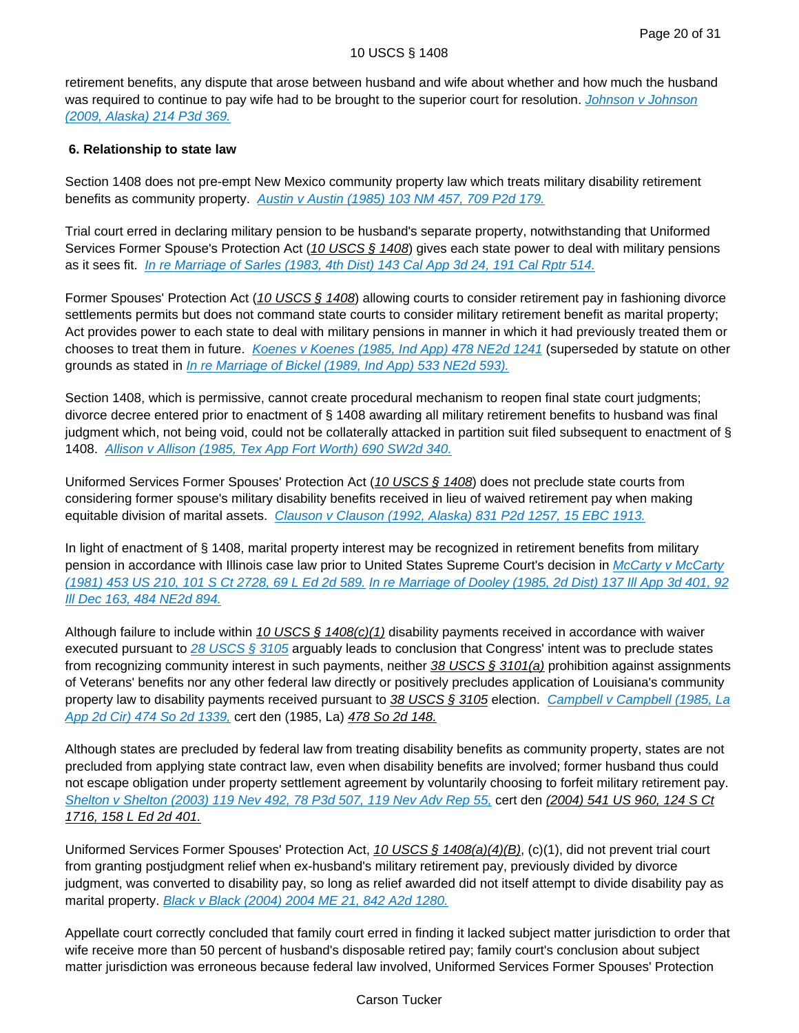retirement benefits, any dispute that arose between husband and wife about whether and how much the husband was required to continue to pay wife had to be brought to the superior court for resolution. Johnson v Johnson (2009, Alaska) 214 P3d 369.

### 6. Relationship to state law

Section 1408 does not pre-empt New Mexico community property law which treats military disability retirement benefits as community property. Austin v Austin (1985) 103 NM 457, 709 P2d 179.

Trial court erred in declaring military pension to be husband's separate property, notwithstanding that Uniformed Services Former Spouse's Protection Act (10 USCS § 1408) gives each state power to deal with military pensions as it sees fit. In re Marriage of Sarles (1983, 4th Dist) 143 Cal App 3d 24, 191 Cal Rptr 514.

Former Spouses' Protection Act (10 USCS § 1408) allowing courts to consider retirement pay in fashioning divorce settlements permits but does not command state courts to consider military retirement benefit as marital property; Act provides power to each state to deal with military pensions in manner in which it had previously treated them or chooses to treat them in future. Koenes v Koenes (1985, Ind App) 478 NE2d 1241 (superseded by statute on other grounds as stated in In re Marriage of Bickel (1989, Ind App) 533 NE2d 593).

Section 1408, which is permissive, cannot create procedural mechanism to reopen final state court judgments; divorce decree entered prior to enactment of § 1408 awarding all military retirement benefits to husband was final judgment which, not being void, could not be collaterally attacked in partition suit filed subsequent to enactment of § 1408. Allison v Allison (1985, Tex App Fort Worth) 690 SW2d 340.

Uniformed Services Former Spouses' Protection Act (10 USCS § 1408) does not preclude state courts from considering former spouse's military disability benefits received in lieu of waived retirement pay when making equitable division of marital assets. Clauson v Clauson (1992, Alaska) 831 P2d 1257, 15 EBC 1913.

In light of enactment of § 1408, marital property interest may be recognized in retirement benefits from military pension in accordance with Illinois case law prior to United States Supreme Court's decision in McCarty v McCarty (1981) 453 US 210, 101 S Ct 2728, 69 L Ed 2d 589. In re Marriage of Dooley (1985, 2d Dist) 137 Ill App 3d 401, 92 Ill Dec 163, 484 NE2d 894.

Although failure to include within 10 USCS § 1408(c)(1) disability payments received in accordance with waiver executed pursuant to 28 USCS § 3105 arguably leads to conclusion that Congress' intent was to preclude states from recognizing community interest in such payments, neither 38 USCS § 3101(a) prohibition against assignments of Veterans' benefits nor any other federal law directly or positively precludes application of Louisiana's community property law to disability payments received pursuant to 38 USCS § 3105 election. Campbell v Campbell (1985, La App 2d Cir) 474 So 2d 1339, cert den (1985, La) 478 So 2d 148.

Although states are precluded by federal law from treating disability benefits as community property, states are not precluded from applying state contract law, even when disability benefits are involved; former husband thus could not escape obligation under property settlement agreement by voluntarily choosing to forfeit military retirement pay. Shelton v Shelton (2003) 119 Nev 492, 78 P3d 507, 119 Nev Adv Rep 55, cert den (2004) 541 US 960, 124 S Ct 1716, 158 L Ed 2d 401.

Uniformed Services Former Spouses' Protection Act, 10 USCS § 1408(a)(4)(B), (c)(1), did not prevent trial court from granting postjudgment relief when ex-husband's military retirement pay, previously divided by divorce judgment, was converted to disability pay, so long as relief awarded did not itself attempt to divide disability pay as marital property. Black v Black (2004) 2004 ME 21, 842 A2d 1280.

Appellate court correctly concluded that family court erred in finding it lacked subject matter jurisdiction to order that wife receive more than 50 percent of husband's disposable retired pay; family court's conclusion about subject matter jurisdiction was erroneous because federal law involved, Uniformed Services Former Spouses' Protection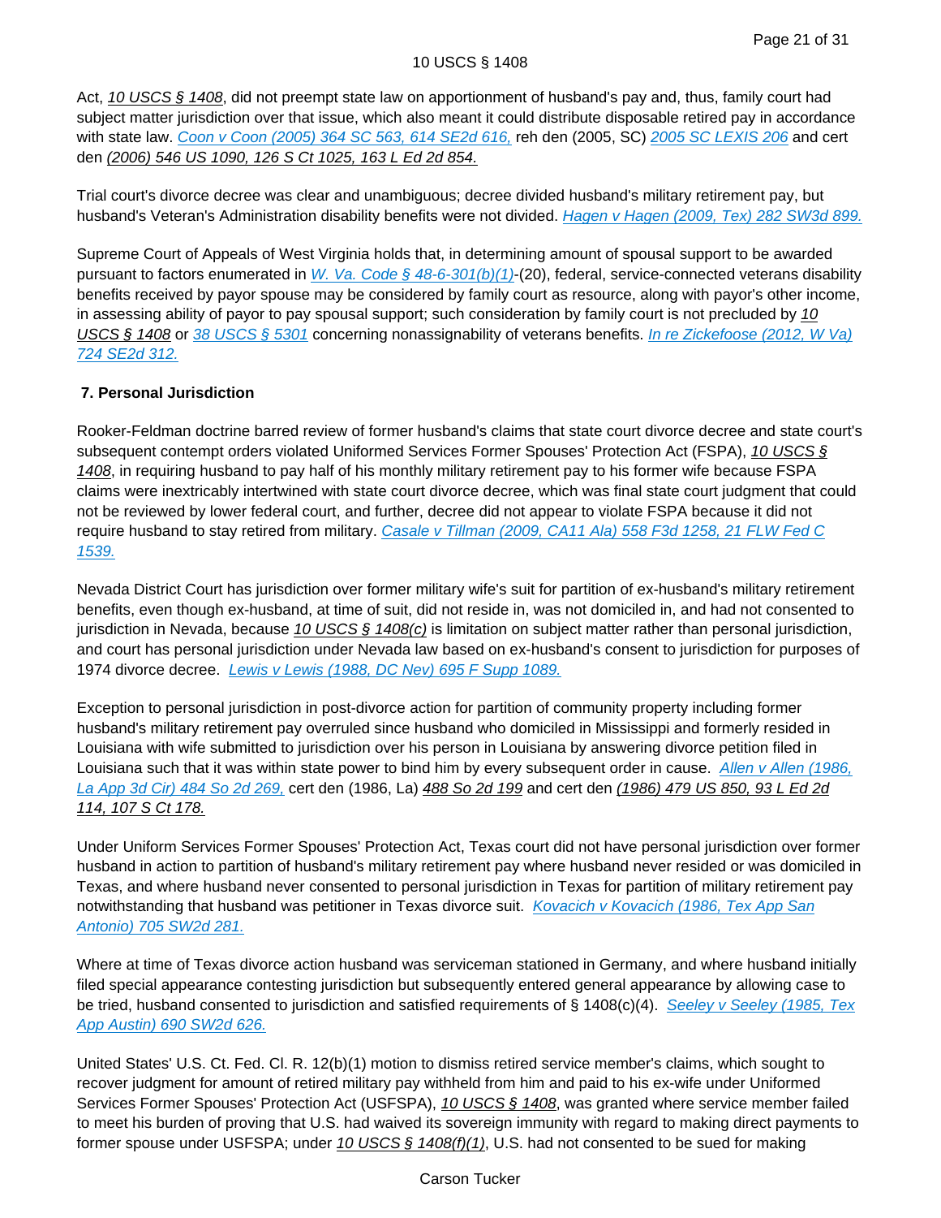Act, *10 USCS § 1408*, did not preempt state law on apportionment of husband's pay and, thus, family court had subject matter jurisdiction over that issue, which also meant it could distribute disposable retired pay in accordance with state law. *Coon v Coon (2005) 364 SC 563, 614 SE2d 616,* reh den (2005, SC) *2005 SC LEXIS 206* and cert den *(2006) 546 US 1090, 126 S Ct 1025, 163 L Ed 2d 854.*

Trial court's divorce decree was clear and unambiguous; decree divided husband's military retirement pay, but husband's Veteran's Administration disability benefits were not divided. *Hagen v Hagen (2009, Tex) 282 SW3d 899.*

Supreme Court of Appeals of West Virginia holds that, in determining amount of spousal support to be awarded pursuant to factors enumerated in *W. Va. Code § 48-6-301(b)(1)*-(20), federal, service-connected veterans disability benefits received by payor spouse may be considered by family court as resource, along with payor's other income, in assessing ability of payor to pay spousal support; such consideration by family court is not precluded by *10 USCS § 1408* or *38 USCS § 5301* concerning nonassignability of veterans benefits. *In re Zickefoose (2012, W Va) 724 SE2d 312.*

**7. Personal Jurisdiction**

Rooker-Feldman doctrine barred review of former husband's claims that state court divorce decree and state court's subsequent contempt orders violated Uniformed Services Former Spouses' Protection Act (FSPA), *10 USCS § 1408*, in requiring husband to pay half of his monthly military retirement pay to his former wife because FSPA claims were inextricably intertwined with state court divorce decree, which was final state court judgment that could not be reviewed by lower federal court, and further, decree did not appear to violate FSPA because it did not require husband to stay retired from military. *Casale v Tillman (2009, CA11 Ala) 558 F3d 1258, 21 FLW Fed C 1539.*

Nevada District Court has jurisdiction over former military wife's suit for partition of ex-husband's military retirement benefits, even though ex-husband, at time of suit, did not reside in, was not domiciled in, and had not consented to jurisdiction in Nevada, because *10 USCS § 1408(c)* is limitation on subject matter rather than personal jurisdiction, and court has personal jurisdiction under Nevada law based on ex-husband's consent to jurisdiction for purposes of 1974 divorce decree. *Lewis v Lewis (1988, DC Nev) 695 F Supp 1089.*

Exception to personal jurisdiction in post-divorce action for partition of community property including former husband's military retirement pay overruled since husband who domiciled in Mississippi and formerly resided in Louisiana with wife submitted to jurisdiction over his person in Louisiana by answering divorce petition filed in Louisiana such that it was within state power to bind him by every subsequent order in cause. *Allen v Allen (1986, La App 3d Cir) 484 So 2d 269,* cert den (1986, La) *488 So 2d 199* and cert den *(1986) 479 US 850, 93 L Ed 2d 114, 107 S Ct 178.*

Under Uniform Services Former Spouses' Protection Act, Texas court did not have personal jurisdiction over former husband in action to partition of husband's military retirement pay where husband never resided or was domiciled in Texas, and where husband never consented to personal jurisdiction in Texas for partition of military retirement pay notwithstanding that husband was petitioner in Texas divorce suit. *Kovacich v Kovacich (1986, Tex App San Antonio) 705 SW2d 281.*

Where at time of Texas divorce action husband was serviceman stationed in Germany, and where husband initially filed special appearance contesting jurisdiction but subsequently entered general appearance by allowing case to be tried, husband consented to jurisdiction and satisfied requirements of § 1408(c)(4). *Seeley v Seeley (1985, Tex App Austin) 690 SW2d 626.*

United States' U.S. Ct. Fed. Cl. R. 12(b)(1) motion to dismiss retired service member's claims, which sought to recover judgment for amount of retired military pay withheld from him and paid to his ex-wife under Uniformed Services Former Spouses' Protection Act (USFSPA), *10 USCS § 1408*, was granted where service member failed to meet his burden of proving that U.S. had waived its sovereign immunity with regard to making direct payments to former spouse under USFSPA; under *10 USCS § 1408(f)(1)*, U.S. had not consented to be sued for making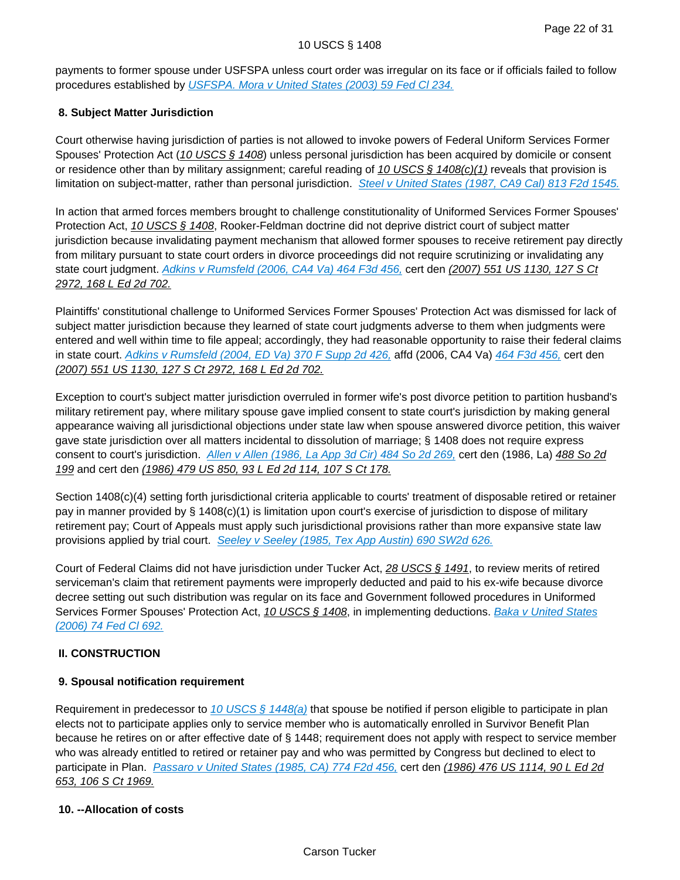payments to former spouse under USFSPA unless court order was irregular on its face or if officials failed to follow procedures established by USFSPA. Mora v United States (2003) 59 Fed Cl 234.

### 8. Subject Matter Jurisdiction

Court otherwise having jurisdiction of parties is not allowed to invoke powers of Federal Uniform Services Former Spouses' Protection Act (10 USCS § 1408) unless personal jurisdiction has been acquired by domicile or consent or residence other than by military assignment; careful reading of 10 USCS § 1408(c)(1) reveals that provision is limitation on subject-matter, rather than personal jurisdiction. Steel v United States (1987, CA9 Cal) 813 F2d 1545.

In action that armed forces members brought to challenge constitutionality of Uniformed Services Former Spouses' Protection Act, 10 USCS § 1408, Rooker-Feldman doctrine did not deprive district court of subject matter jurisdiction because invalidating payment mechanism that allowed former spouses to receive retirement pay directly from military pursuant to state court orders in divorce proceedings did not require scrutinizing or invalidating any state court judgment. Adkins v Rumsfeld (2006, CA4 Va) 464 F3d 456, cert den (2007) 551 US 1130, 127 S Ct 2972, 168 L Ed 2d 702.

Plaintiffs' constitutional challenge to Uniformed Services Former Spouses' Protection Act was dismissed for lack of subject matter jurisdiction because they learned of state court judgments adverse to them when judgments were entered and well within time to file appeal; accordingly, they had reasonable opportunity to raise their federal claims in state court. Adkins v Rumsfeld (2004, ED Va) 370 F Supp 2d 426, affd (2006, CA4 Va) 464 F3d 456, cert den (2007) 551 US 1130, 127 S Ct 2972, 168 L Ed 2d 702.

Exception to court's subject matter jurisdiction overruled in former wife's post divorce petition to partition husband's military retirement pay, where military spouse gave implied consent to state court's jurisdiction by making general appearance waiving all jurisdictional objections under state law when spouse answered divorce petition, this waiver gave state jurisdiction over all matters incidental to dissolution of marriage; § 1408 does not require express consent to court's jurisdiction. Allen v Allen (1986, La App 3d Cir) 484 So 2d 269, cert den (1986, La) 488 So 2d 199 and cert den (1986) 479 US 850, 93 L Ed 2d 114, 107 S Ct 178.

Section 1408(c)(4) setting forth jurisdictional criteria applicable to courts' treatment of disposable retired or retainer pay in manner provided by § 1408(c)(1) is limitation upon court's exercise of jurisdiction to dispose of military retirement pay; Court of Appeals must apply such jurisdictional provisions rather than more expansive state law provisions applied by trial court. Seeley v Seeley (1985, Tex App Austin) 690 SW2d 626.

Court of Federal Claims did not have jurisdiction under Tucker Act, 28 USCS § 1491, to review merits of retired serviceman's claim that retirement payments were improperly deducted and paid to his ex-wife because divorce decree setting out such distribution was regular on its face and Government followed procedures in Uniformed Services Former Spouses' Protection Act, 10 USCS § 1408, in implementing deductions. Baka v United States (2006) 74 Fed Cl 692.

## II. CONSTRUCTION

### 9. Spousal notification requirement

Requirement in predecessor to 10 USCS § 1448(a) that spouse be notified if person eligible to participate in plan elects not to participate applies only to service member who is automatically enrolled in Survivor Benefit Plan because he retires on or after effective date of § 1448; requirement does not apply with respect to service member who was already entitled to retired or retainer pay and who was permitted by Congress but declined to elect to participate in Plan. Passaro v United States (1985, CA) 774 F2d 456, cert den (1986) 476 US 1114, 90 L Ed 2d 653, 106 S Ct 1969.

### 10. --Allocation of costs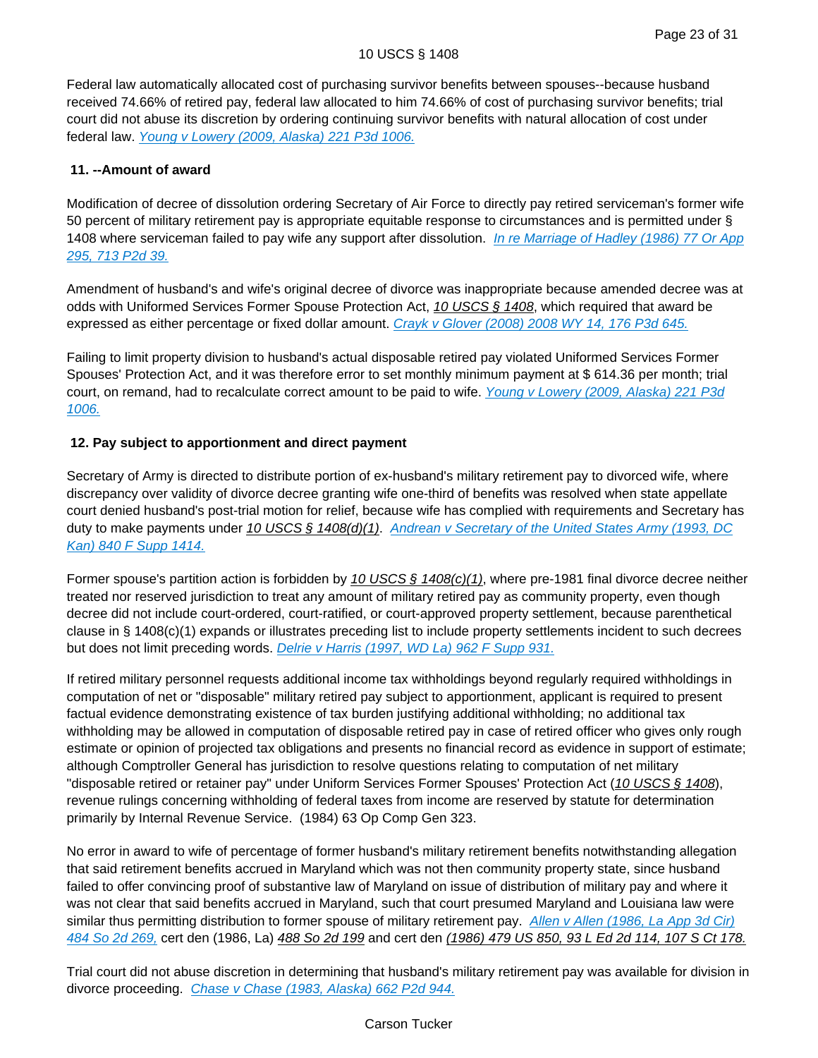Federal law automatically allocated cost of purchasing survivor benefits between spouses--because husband received 74.66% of retired pay, federal law allocated to him 74.66% of cost of purchasing survivor benefits; trial court did not abuse its discretion by ordering continuing survivor benefits with natural allocation of cost under federal law. *Young v Lowery (2009, Alaska) 221 P3d 1006.*

**11. --Amount of award**

Modification of decree of dissolution ordering Secretary of Air Force to directly pay retired serviceman's former wife 50 percent of military retirement pay is appropriate equitable response to circumstances and is permitted under § 1408 where serviceman failed to pay wife any support after dissolution. *In re Marriage of Hadley (1986) 77 Or App 295, 713 P2d 39.*

Amendment of husband's and wife's original decree of divorce was inappropriate because amended decree was at odds with Uniformed Services Former Spouse Protection Act, *10 USCS § 1408*, which required that award be expressed as either percentage or fixed dollar amount. *Crayk v Glover (2008) 2008 WY 14, 176 P3d 645.*

Failing to limit property division to husband's actual disposable retired pay violated Uniformed Services Former Spouses' Protection Act, and it was therefore error to set monthly minimum payment at $ 614.36 per month; trial court, on remand, had to recalculate correct amount to be paid to wife. *Young v Lowery (2009, Alaska) 221 P3d 1006.*

**12. Pay subject to apportionment and direct payment**

Secretary of Army is directed to distribute portion of ex-husband's military retirement pay to divorced wife, where discrepancy over validity of divorce decree granting wife one-third of benefits was resolved when state appellate court denied husband's post-trial motion for relief, because wife has complied with requirements and Secretary has duty to make payments under *10 USCS § 1408(d)(1)*. *Andrean v Secretary of the United States Army (1993, DC Kan) 840 F Supp 1414.*

Former spouse's partition action is forbidden by *10 USCS § 1408(c)(1)*, where pre-1981 final divorce decree neither treated nor reserved jurisdiction to treat any amount of military retired pay as community property, even though decree did not include court-ordered, court-ratified, or court-approved property settlement, because parenthetical clause in § 1408(c)(1) expands or illustrates preceding list to include property settlements incident to such decrees but does not limit preceding words. *Delrie v Harris (1997, WD La) 962 F Supp 931.*

If retired military personnel requests additional income tax withholdings beyond regularly required withholdings in computation of net or "disposable" military retired pay subject to apportionment, applicant is required to present factual evidence demonstrating existence of tax burden justifying additional withholding; no additional tax withholding may be allowed in computation of disposable retired pay in case of retired officer who gives only rough estimate or opinion of projected tax obligations and presents no financial record as evidence in support of estimate; although Comptroller General has jurisdiction to resolve questions relating to computation of net military "disposable retired or retainer pay" under Uniform Services Former Spouses' Protection Act (*10 USCS § 1408*), revenue rulings concerning withholding of federal taxes from income are reserved by statute for determination primarily by Internal Revenue Service. (1984) 63 Op Comp Gen 323.

No error in award to wife of percentage of former husband's military retirement benefits notwithstanding allegation that said retirement benefits accrued in Maryland which was not then community property state, since husband failed to offer convincing proof of substantive law of Maryland on issue of distribution of military pay and where it was not clear that said benefits accrued in Maryland, such that court presumed Maryland and Louisiana law were similar thus permitting distribution to former spouse of military retirement pay. *Allen v Allen (1986, La App 3d Cir) 484 So 2d 269,* cert den (1986, La) *488 So 2d 199* and cert den *(1986) 479 US 850, 93 L Ed 2d 114, 107 S Ct 178.*

Trial court did not abuse discretion in determining that husband's military retirement pay was available for division in divorce proceeding. *Chase v Chase (1983, Alaska) 662 P2d 944.*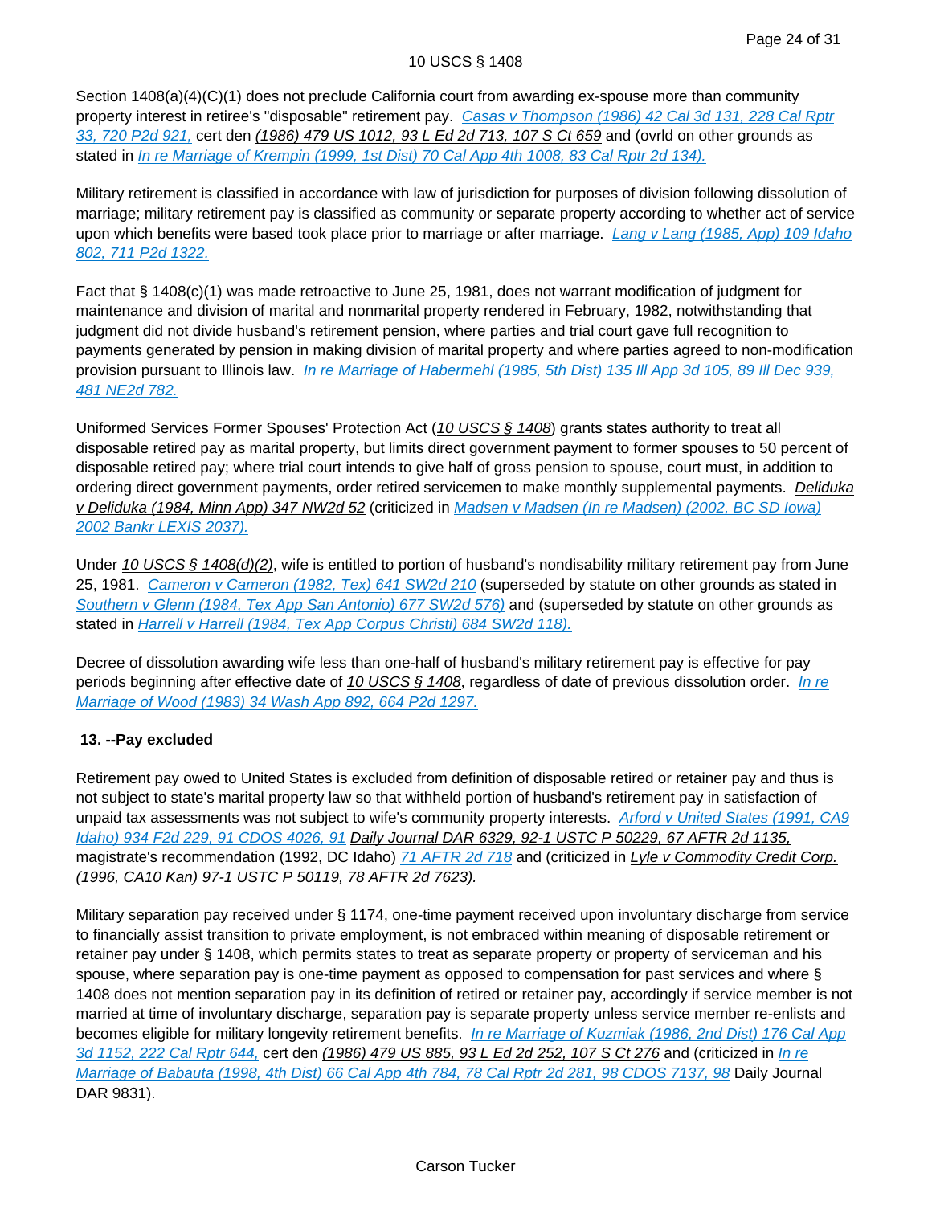Section 1408(a)(4)(C)(1) does not preclude California court from awarding ex-spouse more than community property interest in retiree's "disposable" retirement pay. Casas v Thompson (1986) 42 Cal 3d 131, 228 Cal Rptr 33, 720 P2d 921, cert den (1986) 479 US 1012, 93 L Ed 2d 713, 107 S Ct 659 and (ovrld on other grounds as stated in In re Marriage of Krempin (1999, 1st Dist) 70 Cal App 4th 1008, 83 Cal Rptr 2d 134).

Military retirement is classified in accordance with law of jurisdiction for purposes of division following dissolution of marriage; military retirement pay is classified as community or separate property according to whether act of service upon which benefits were based took place prior to marriage or after marriage. Lang v Lang (1985, App) 109 Idaho 802, 711 P2d 1322.

Fact that § 1408(c)(1) was made retroactive to June 25, 1981, does not warrant modification of judgment for maintenance and division of marital and nonmarital property rendered in February, 1982, notwithstanding that judgment did not divide husband's retirement pension, where parties and trial court gave full recognition to payments generated by pension in making division of marital property and where parties agreed to non-modification provision pursuant to Illinois law. In re Marriage of Habermehl (1985, 5th Dist) 135 Ill App 3d 105, 89 Ill Dec 939, 481 NE2d 782.

Uniformed Services Former Spouses' Protection Act (10 USCS § 1408) grants states authority to treat all disposable retired pay as marital property, but limits direct government payment to former spouses to 50 percent of disposable retired pay; where trial court intends to give half of gross pension to spouse, court must, in addition to ordering direct government payments, order retired servicemen to make monthly supplemental payments. Deliduka v Deliduka (1984, Minn App) 347 NW2d 52 (criticized in Madsen v Madsen (In re Madsen) (2002, BC SD Iowa) 2002 Bankr LEXIS 2037).

Under 10 USCS § 1408(d)(2), wife is entitled to portion of husband's nondisability military retirement pay from June 25, 1981. Cameron v Cameron (1982, Tex) 641 SW2d 210 (superseded by statute on other grounds as stated in Southern v Glenn (1984, Tex App San Antonio) 677 SW2d 576) and (superseded by statute on other grounds as stated in Harrell v Harrell (1984, Tex App Corpus Christi) 684 SW2d 118).

Decree of dissolution awarding wife less than one-half of husband's military retirement pay is effective for pay periods beginning after effective date of 10 USCS § 1408, regardless of date of previous dissolution order. In re Marriage of Wood (1983) 34 Wash App 892, 664 P2d 1297.

**13. --Pay excluded**

Retirement pay owed to United States is excluded from definition of disposable retired or retainer pay and thus is not subject to state's marital property law so that withheld portion of husband's retirement pay in satisfaction of unpaid tax assessments was not subject to wife's community property interests. Arford v United States (1991, CA9 Idaho) 934 F2d 229, 91 CDOS 4026, 91 Daily Journal DAR 6329, 92-1 USTC P 50229, 67 AFTR 2d 1135, magistrate's recommendation (1992, DC Idaho) 71 AFTR 2d 718 and (criticized in Lyle v Commodity Credit Corp. (1996, CA10 Kan) 97-1 USTC P 50119, 78 AFTR 2d 7623).

Military separation pay received under § 1174, one-time payment received upon involuntary discharge from service to financially assist transition to private employment, is not embraced within meaning of disposable retirement or retainer pay under § 1408, which permits states to treat as separate property or property of serviceman and his spouse, where separation pay is one-time payment as opposed to compensation for past services and where § 1408 does not mention separation pay in its definition of retired or retainer pay, accordingly if service member is not married at time of involuntary discharge, separation pay is separate property unless service member re-enlists and becomes eligible for military longevity retirement benefits. In re Marriage of Kuzmiak (1986, 2nd Dist) 176 Cal App 3d 1152, 222 Cal Rptr 644, cert den (1986) 479 US 885, 93 L Ed 2d 252, 107 S Ct 276 and (criticized in In re Marriage of Babauta (1998, 4th Dist) 66 Cal App 4th 784, 78 Cal Rptr 2d 281, 98 CDOS 7137, 98 Daily Journal DAR 9831).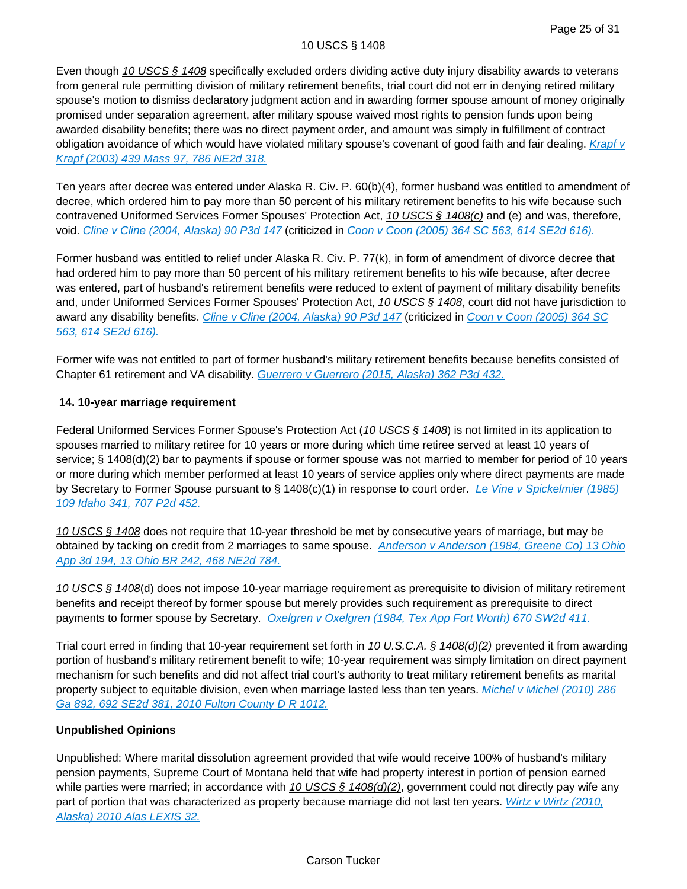Even though *10 USCS § 1408* specifically excluded orders dividing active duty injury disability awards to veterans from general rule permitting division of military retirement benefits, trial court did not err in denying retired military spouse's motion to dismiss declaratory judgment action and in awarding former spouse amount of money originally promised under separation agreement, after military spouse waived most rights to pension funds upon being awarded disability benefits; there was no direct payment order, and amount was simply in fulfillment of contract obligation avoidance of which would have violated military spouse's covenant of good faith and fair dealing. *Krapf v Krapf (2003) 439 Mass 97, 786 NE2d 318.*

Ten years after decree was entered under Alaska R. Civ. P. 60(b)(4), former husband was entitled to amendment of decree, which ordered him to pay more than 50 percent of his military retirement benefits to his wife because such contravened Uniformed Services Former Spouses' Protection Act, *10 USCS § 1408(c)* and (e) and was, therefore, void. *Cline v Cline (2004, Alaska) 90 P3d 147* (criticized in *Coon v Coon (2005) 364 SC 563, 614 SE2d 616).*

Former husband was entitled to relief under Alaska R. Civ. P. 77(k), in form of amendment of divorce decree that had ordered him to pay more than 50 percent of his military retirement benefits to his wife because, after decree was entered, part of husband's retirement benefits were reduced to extent of payment of military disability benefits and, under Uniformed Services Former Spouses' Protection Act, *10 USCS § 1408*, court did not have jurisdiction to award any disability benefits. *Cline v Cline (2004, Alaska) 90 P3d 147* (criticized in *Coon v Coon (2005) 364 SC 563, 614 SE2d 616).*

Former wife was not entitled to part of former husband's military retirement benefits because benefits consisted of Chapter 61 retirement and VA disability. *Guerrero v Guerrero (2015, Alaska) 362 P3d 432.*

**14. 10-year marriage requirement**

Federal Uniformed Services Former Spouse's Protection Act (*10 USCS § 1408*) is not limited in its application to spouses married to military retiree for 10 years or more during which time retiree served at least 10 years of service; § 1408(d)(2) bar to payments if spouse or former spouse was not married to member for period of 10 years or more during which member performed at least 10 years of service applies only where direct payments are made by Secretary to Former Spouse pursuant to § 1408(c)(1) in response to court order. *Le Vine v Spickelmier (1985) 109 Idaho 341, 707 P2d 452.*

*10 USCS § 1408* does not require that 10-year threshold be met by consecutive years of marriage, but may be obtained by tacking on credit from 2 marriages to same spouse. *Anderson v Anderson (1984, Greene Co) 13 Ohio App 3d 194, 13 Ohio BR 242, 468 NE2d 784.*

*10 USCS § 1408*(d) does not impose 10-year marriage requirement as prerequisite to division of military retirement benefits and receipt thereof by former spouse but merely provides such requirement as prerequisite to direct payments to former spouse by Secretary. *Oxelgren v Oxelgren (1984, Tex App Fort Worth) 670 SW2d 411.*

Trial court erred in finding that 10-year requirement set forth in *10 U.S.C.A. § 1408(d)(2)* prevented it from awarding portion of husband's military retirement benefit to wife; 10-year requirement was simply limitation on direct payment mechanism for such benefits and did not affect trial court's authority to treat military retirement benefits as marital property subject to equitable division, even when marriage lasted less than ten years. *Michel v Michel (2010) 286 Ga 892, 692 SE2d 381, 2010 Fulton County D R 1012.*

**Unpublished Opinions**

Unpublished: Where marital dissolution agreement provided that wife would receive 100% of husband's military pension payments, Supreme Court of Montana held that wife had property interest in portion of pension earned while parties were married; in accordance with *10 USCS § 1408(d)(2)*, government could not directly pay wife any part of portion that was characterized as property because marriage did not last ten years. *Wirtz v Wirtz (2010, Alaska) 2010 Alas LEXIS 32.*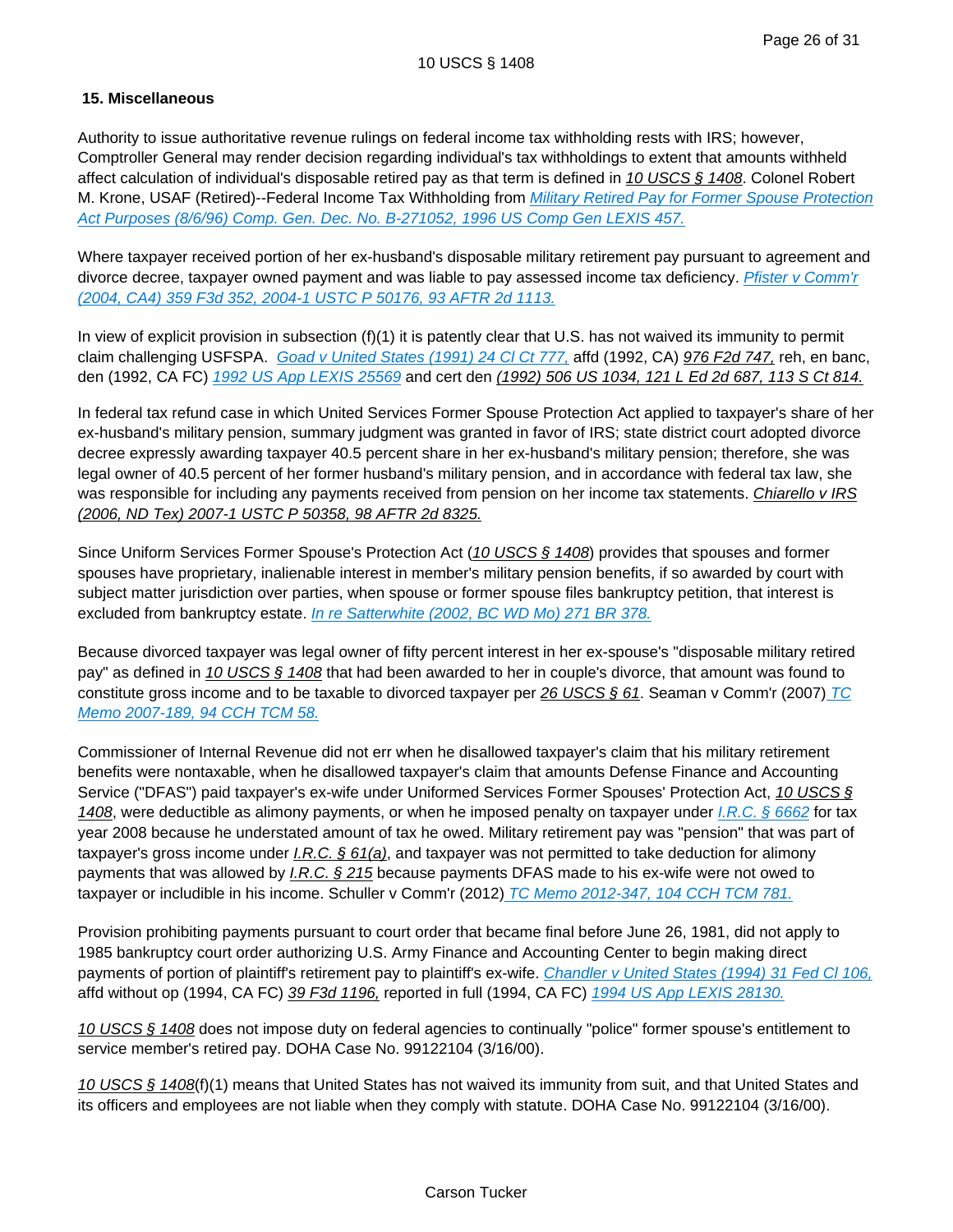### 15. Miscellaneous

Authority to issue authoritative revenue rulings on federal income tax withholding rests with IRS; however, Comptroller General may render decision regarding individual's tax withholdings to extent that amounts withheld affect calculation of individual's disposable retired pay as that term is defined in 10 USCS § 1408. Colonel Robert M. Krone, USAF (Retired)--Federal Income Tax Withholding from Military Retired Pay for Former Spouse Protection Act Purposes (8/6/96) Comp. Gen. Dec. No. B-271052, 1996 US Comp Gen LEXIS 457.

Where taxpayer received portion of her ex-husband's disposable military retirement pay pursuant to agreement and divorce decree, taxpayer owned payment and was liable to pay assessed income tax deficiency. Pfister v Comm'r (2004, CA4) 359 F3d 352, 2004-1 USTC P 50176, 93 AFTR 2d 1113.

In view of explicit provision in subsection (f)(1) it is patently clear that U.S. has not waived its immunity to permit claim challenging USFSPA. Goad v United States (1991) 24 Cl Ct 777, affd (1992, CA) 976 F2d 747, reh, en banc, den (1992, CA FC) 1992 US App LEXIS 25569 and cert den (1992) 506 US 1034, 121 L Ed 2d 687, 113 S Ct 814.

In federal tax refund case in which United Services Former Spouse Protection Act applied to taxpayer's share of her ex-husband's military pension, summary judgment was granted in favor of IRS; state district court adopted divorce decree expressly awarding taxpayer 40.5 percent share in her ex-husband's military pension; therefore, she was legal owner of 40.5 percent of her former husband's military pension, and in accordance with federal tax law, she was responsible for including any payments received from pension on her income tax statements. Chiarello v IRS (2006, ND Tex) 2007-1 USTC P 50358, 98 AFTR 2d 8325.

Since Uniform Services Former Spouse's Protection Act (10 USCS § 1408) provides that spouses and former spouses have proprietary, inalienable interest in member's military pension benefits, if so awarded by court with subject matter jurisdiction over parties, when spouse or former spouse files bankruptcy petition, that interest is excluded from bankruptcy estate. In re Satterwhite (2002, BC WD Mo) 271 BR 378.

Because divorced taxpayer was legal owner of fifty percent interest in her ex-spouse's "disposable military retired pay" as defined in 10 USCS § 1408 that had been awarded to her in couple's divorce, that amount was found to constitute gross income and to be taxable to divorced taxpayer per 26 USCS § 61. Seaman v Comm'r (2007) TC Memo 2007-189, 94 CCH TCM 58.

Commissioner of Internal Revenue did not err when he disallowed taxpayer's claim that his military retirement benefits were nontaxable, when he disallowed taxpayer's claim that amounts Defense Finance and Accounting Service ("DFAS") paid taxpayer's ex-wife under Uniformed Services Former Spouses' Protection Act, 10 USCS § 1408, were deductible as alimony payments, or when he imposed penalty on taxpayer under I.R.C. § 6662 for tax year 2008 because he understated amount of tax he owed. Military retirement pay was "pension" that was part of taxpayer's gross income under I.R.C. § 61(a), and taxpayer was not permitted to take deduction for alimony payments that was allowed by I.R.C. § 215 because payments DFAS made to his ex-wife were not owed to taxpayer or includible in his income. Schuller v Comm'r (2012) TC Memo 2012-347, 104 CCH TCM 781.

Provision prohibiting payments pursuant to court order that became final before June 26, 1981, did not apply to 1985 bankruptcy court order authorizing U.S. Army Finance and Accounting Center to begin making direct payments of portion of plaintiff's retirement pay to plaintiff's ex-wife. Chandler v United States (1994) 31 Fed Cl 106, affd without op (1994, CA FC) 39 F3d 1196, reported in full (1994, CA FC) 1994 US App LEXIS 28130.

10 USCS § 1408 does not impose duty on federal agencies to continually "police" former spouse's entitlement to service member's retired pay. DOHA Case No. 99122104 (3/16/00).

10 USCS § 1408(f)(1) means that United States has not waived its immunity from suit, and that United States and its officers and employees are not liable when they comply with statute. DOHA Case No. 99122104 (3/16/00).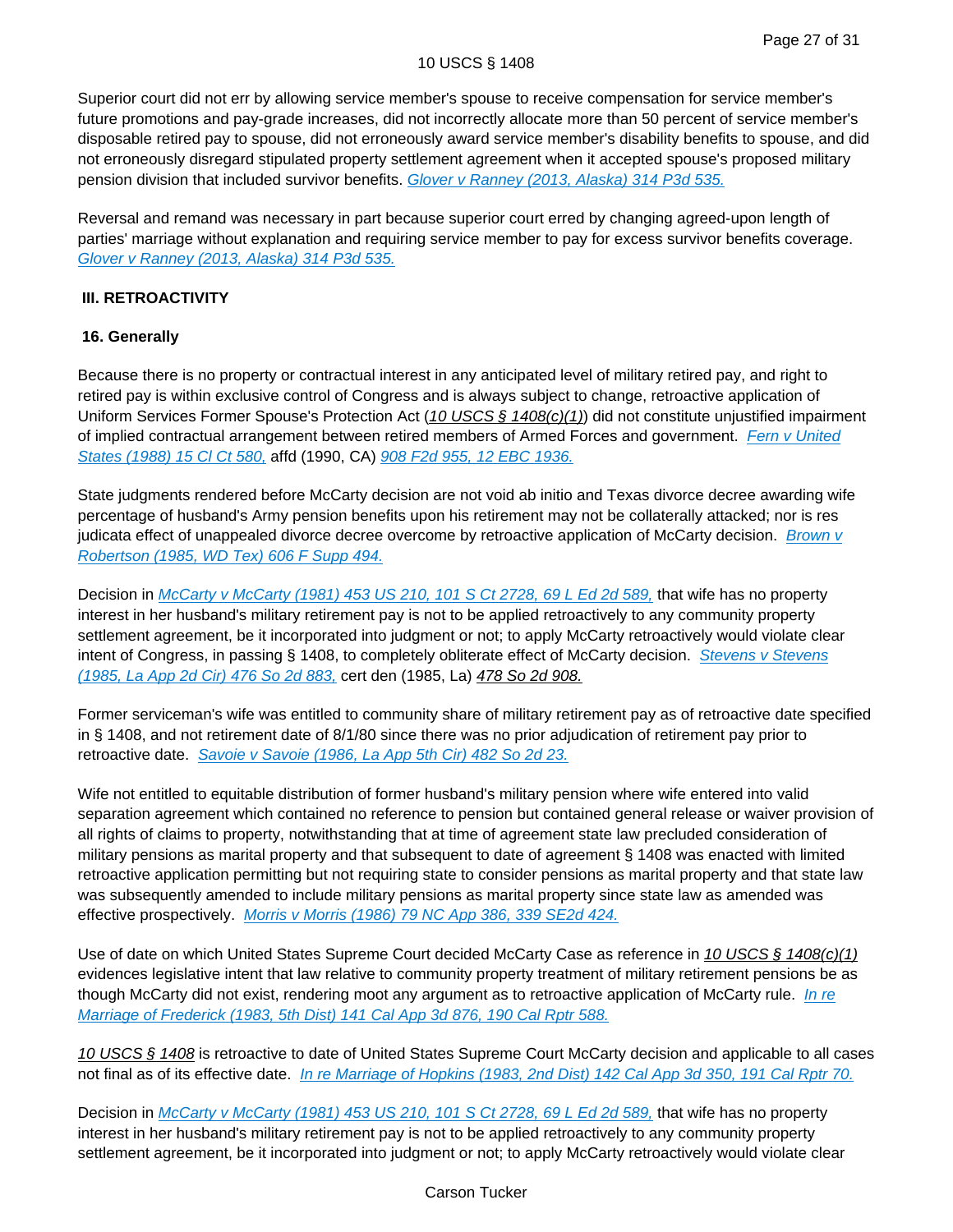Superior court did not err by allowing service member's spouse to receive compensation for service member's future promotions and pay-grade increases, did not incorrectly allocate more than 50 percent of service member's disposable retired pay to spouse, did not erroneously award service member's disability benefits to spouse, and did not erroneously disregard stipulated property settlement agreement when it accepted spouse's proposed military pension division that included survivor benefits. *Glover v Ranney (2013, Alaska) 314 P3d 535.*

Reversal and remand was necessary in part because superior court erred by changing agreed-upon length of parties' marriage without explanation and requiring service member to pay for excess survivor benefits coverage. *Glover v Ranney (2013, Alaska) 314 P3d 535.*

**III. RETROACTIVITY**

**16. Generally**

Because there is no property or contractual interest in any anticipated level of military retired pay, and right to retired pay is within exclusive control of Congress and is always subject to change, retroactive application of Uniform Services Former Spouse's Protection Act (*10 USCS § 1408(c)(1)*) did not constitute unjustified impairment of implied contractual arrangement between retired members of Armed Forces and government. *Fern v United States (1988) 15 Cl Ct 580,* affd (1990, CA) *908 F2d 955, 12 EBC 1936.*

State judgments rendered before McCarty decision are not void ab initio and Texas divorce decree awarding wife percentage of husband's Army pension benefits upon his retirement may not be collaterally attacked; nor is res judicata effect of unappealed divorce decree overcome by retroactive application of McCarty decision. *Brown v Robertson (1985, WD Tex) 606 F Supp 494.*

Decision in *McCarty v McCarty (1981) 453 US 210, 101 S Ct 2728, 69 L Ed 2d 589,* that wife has no property interest in her husband's military retirement pay is not to be applied retroactively to any community property settlement agreement, be it incorporated into judgment or not; to apply McCarty retroactively would violate clear intent of Congress, in passing § 1408, to completely obliterate effect of McCarty decision. *Stevens v Stevens (1985, La App 2d Cir) 476 So 2d 883,* cert den (1985, La) *478 So 2d 908.*

Former serviceman's wife was entitled to community share of military retirement pay as of retroactive date specified in § 1408, and not retirement date of 8/1/80 since there was no prior adjudication of retirement pay prior to retroactive date. *Savoie v Savoie (1986, La App 5th Cir) 482 So 2d 23.*

Wife not entitled to equitable distribution of former husband's military pension where wife entered into valid separation agreement which contained no reference to pension but contained general release or waiver provision of all rights of claims to property, notwithstanding that at time of agreement state law precluded consideration of military pensions as marital property and that subsequent to date of agreement § 1408 was enacted with limited retroactive application permitting but not requiring state to consider pensions as marital property and that state law was subsequently amended to include military pensions as marital property since state law as amended was effective prospectively. *Morris v Morris (1986) 79 NC App 386, 339 SE2d 424.*

Use of date on which United States Supreme Court decided McCarty Case as reference in *10 USCS § 1408(c)(1)* evidences legislative intent that law relative to community property treatment of military retirement pensions be as though McCarty did not exist, rendering moot any argument as to retroactive application of McCarty rule. *In re Marriage of Frederick (1983, 5th Dist) 141 Cal App 3d 876, 190 Cal Rptr 588.*

*10 USCS § 1408* is retroactive to date of United States Supreme Court McCarty decision and applicable to all cases not final as of its effective date. *In re Marriage of Hopkins (1983, 2nd Dist) 142 Cal App 3d 350, 191 Cal Rptr 70.*

Decision in *McCarty v McCarty (1981) 453 US 210, 101 S Ct 2728, 69 L Ed 2d 589,* that wife has no property interest in her husband's military retirement pay is not to be applied retroactively to any community property settlement agreement, be it incorporated into judgment or not; to apply McCarty retroactively would violate clear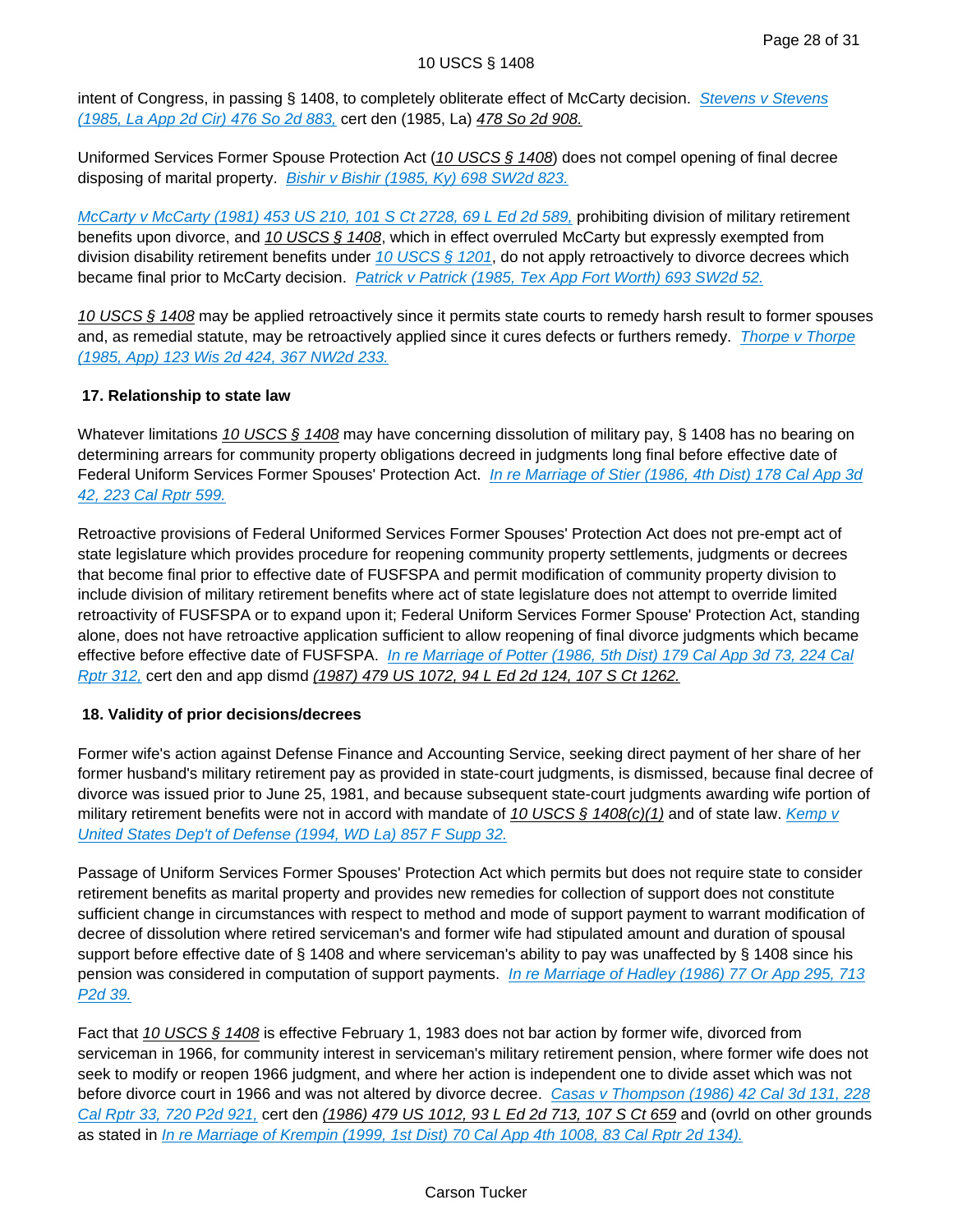intent of Congress, in passing § 1408, to completely obliterate effect of McCarty decision. Stevens v Stevens (1985, La App 2d Cir) 476 So 2d 883, cert den (1985, La) 478 So 2d 908.

Uniformed Services Former Spouse Protection Act (10 USCS § 1408) does not compel opening of final decree disposing of marital property. Bishir v Bishir (1985, Ky) 698 SW2d 823.

McCarty v McCarty (1981) 453 US 210, 101 S Ct 2728, 69 L Ed 2d 589, prohibiting division of military retirement benefits upon divorce, and 10 USCS § 1408, which in effect overruled McCarty but expressly exempted from division disability retirement benefits under 10 USCS § 1201, do not apply retroactively to divorce decrees which became final prior to McCarty decision. Patrick v Patrick (1985, Tex App Fort Worth) 693 SW2d 52.

10 USCS § 1408 may be applied retroactively since it permits state courts to remedy harsh result to former spouses and, as remedial statute, may be retroactively applied since it cures defects or furthers remedy. Thorpe v Thorpe (1985, App) 123 Wis 2d 424, 367 NW2d 233.

**17. Relationship to state law**

Whatever limitations 10 USCS § 1408 may have concerning dissolution of military pay, § 1408 has no bearing on determining arrears for community property obligations decreed in judgments long final before effective date of Federal Uniform Services Former Spouses' Protection Act. In re Marriage of Stier (1986, 4th Dist) 178 Cal App 3d 42, 223 Cal Rptr 599.

Retroactive provisions of Federal Uniformed Services Former Spouses' Protection Act does not pre-empt act of state legislature which provides procedure for reopening community property settlements, judgments or decrees that become final prior to effective date of FUSFSPA and permit modification of community property division to include division of military retirement benefits where act of state legislature does not attempt to override limited retroactivity of FUSFSPA or to expand upon it; Federal Uniform Services Former Spouse' Protection Act, standing alone, does not have retroactive application sufficient to allow reopening of final divorce judgments which became effective before effective date of FUSFSPA. In re Marriage of Potter (1986, 5th Dist) 179 Cal App 3d 73, 224 Cal Rptr 312, cert den and app dismd (1987) 479 US 1072, 94 L Ed 2d 124, 107 S Ct 1262.

**18. Validity of prior decisions/decrees**

Former wife's action against Defense Finance and Accounting Service, seeking direct payment of her share of her former husband's military retirement pay as provided in state-court judgments, is dismissed, because final decree of divorce was issued prior to June 25, 1981, and because subsequent state-court judgments awarding wife portion of military retirement benefits were not in accord with mandate of 10 USCS § 1408(c)(1) and of state law. Kemp v United States Dep't of Defense (1994, WD La) 857 F Supp 32.

Passage of Uniform Services Former Spouses' Protection Act which permits but does not require state to consider retirement benefits as marital property and provides new remedies for collection of support does not constitute sufficient change in circumstances with respect to method and mode of support payment to warrant modification of decree of dissolution where retired serviceman's and former wife had stipulated amount and duration of spousal support before effective date of § 1408 and where serviceman's ability to pay was unaffected by § 1408 since his pension was considered in computation of support payments. In re Marriage of Hadley (1986) 77 Or App 295, 713 P2d 39.

Fact that 10 USCS § 1408 is effective February 1, 1983 does not bar action by former wife, divorced from serviceman in 1966, for community interest in serviceman's military retirement pension, where former wife does not seek to modify or reopen 1966 judgment, and where her action is independent one to divide asset which was not before divorce court in 1966 and was not altered by divorce decree. Casas v Thompson (1986) 42 Cal 3d 131, 228 Cal Rptr 33, 720 P2d 921, cert den (1986) 479 US 1012, 93 L Ed 2d 713, 107 S Ct 659 and (ovrld on other grounds as stated in In re Marriage of Krempin (1999, 1st Dist) 70 Cal App 4th 1008, 83 Cal Rptr 2d 134).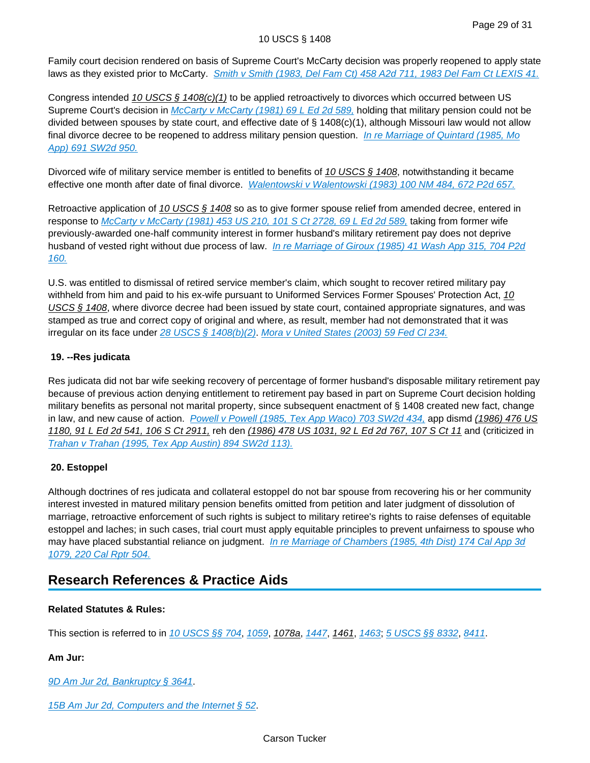Family court decision rendered on basis of Supreme Court's McCarty decision was properly reopened to apply state laws as they existed prior to McCarty. *Smith v Smith (1983, Del Fam Ct) 458 A2d 711, 1983 Del Fam Ct LEXIS 41.*

Congress intended *10 USCS § 1408(c)(1)* to be applied retroactively to divorces which occurred between US Supreme Court's decision in *McCarty v McCarty (1981) 69 L Ed 2d 589,* holding that military pension could not be divided between spouses by state court, and effective date of § 1408(c)(1), although Missouri law would not allow final divorce decree to be reopened to address military pension question. *In re Marriage of Quintard (1985, Mo App) 691 SW2d 950.*

Divorced wife of military service member is entitled to benefits of *10 USCS § 1408*, notwithstanding it became effective one month after date of final divorce. *Walentowski v Walentowski (1983) 100 NM 484, 672 P2d 657.*

Retroactive application of *10 USCS § 1408* so as to give former spouse relief from amended decree, entered in response to *McCarty v McCarty (1981) 453 US 210, 101 S Ct 2728, 69 L Ed 2d 589,* taking from former wife previously-awarded one-half community interest in former husband's military retirement pay does not deprive husband of vested right without due process of law. *In re Marriage of Giroux (1985) 41 Wash App 315, 704 P2d 160.*

U.S. was entitled to dismissal of retired service member's claim, which sought to recover retired military pay withheld from him and paid to his ex-wife pursuant to Uniformed Services Former Spouses' Protection Act, *10 USCS § 1408*, where divorce decree had been issued by state court, contained appropriate signatures, and was stamped as true and correct copy of original and where, as result, member had not demonstrated that it was irregular on its face under *28 USCS § 1408(b)(2)*. *Mora v United States (2003) 59 Fed Cl 234.*

**19. --Res judicata**

Res judicata did not bar wife seeking recovery of percentage of former husband's disposable military retirement pay because of previous action denying entitlement to retirement pay based in part on Supreme Court decision holding military benefits as personal not marital property, since subsequent enactment of § 1408 created new fact, change in law, and new cause of action. *Powell v Powell (1985, Tex App Waco) 703 SW2d 434,* app dismd *(1986) 476 US 1180, 91 L Ed 2d 541, 106 S Ct 2911,* reh den *(1986) 478 US 1031, 92 L Ed 2d 767, 107 S Ct 11* and (criticized in *Trahan v Trahan (1995, Tex App Austin) 894 SW2d 113).*

**20. Estoppel**

Although doctrines of res judicata and collateral estoppel do not bar spouse from recovering his or her community interest invested in matured military pension benefits omitted from petition and later judgment of dissolution of marriage, retroactive enforcement of such rights is subject to military retiree's rights to raise defenses of equitable estoppel and laches; in such cases, trial court must apply equitable principles to prevent unfairness to spouse who may have placed substantial reliance on judgment. *In re Marriage of Chambers (1985, 4th Dist) 174 Cal App 3d 1079, 220 Cal Rptr 504.*

## Research References & Practice Aids

**Related Statutes & Rules:**

This section is referred to in *10 USCS §§ 704*, *1059*, *1078a*, *1447*, *1461*, *1463*; *5 USCS §§ 8332*, *8411*.

**Am Jur:**

*9D Am Jur 2d, Bankruptcy § 3641*.

*15B Am Jur 2d, Computers and the Internet § 52*.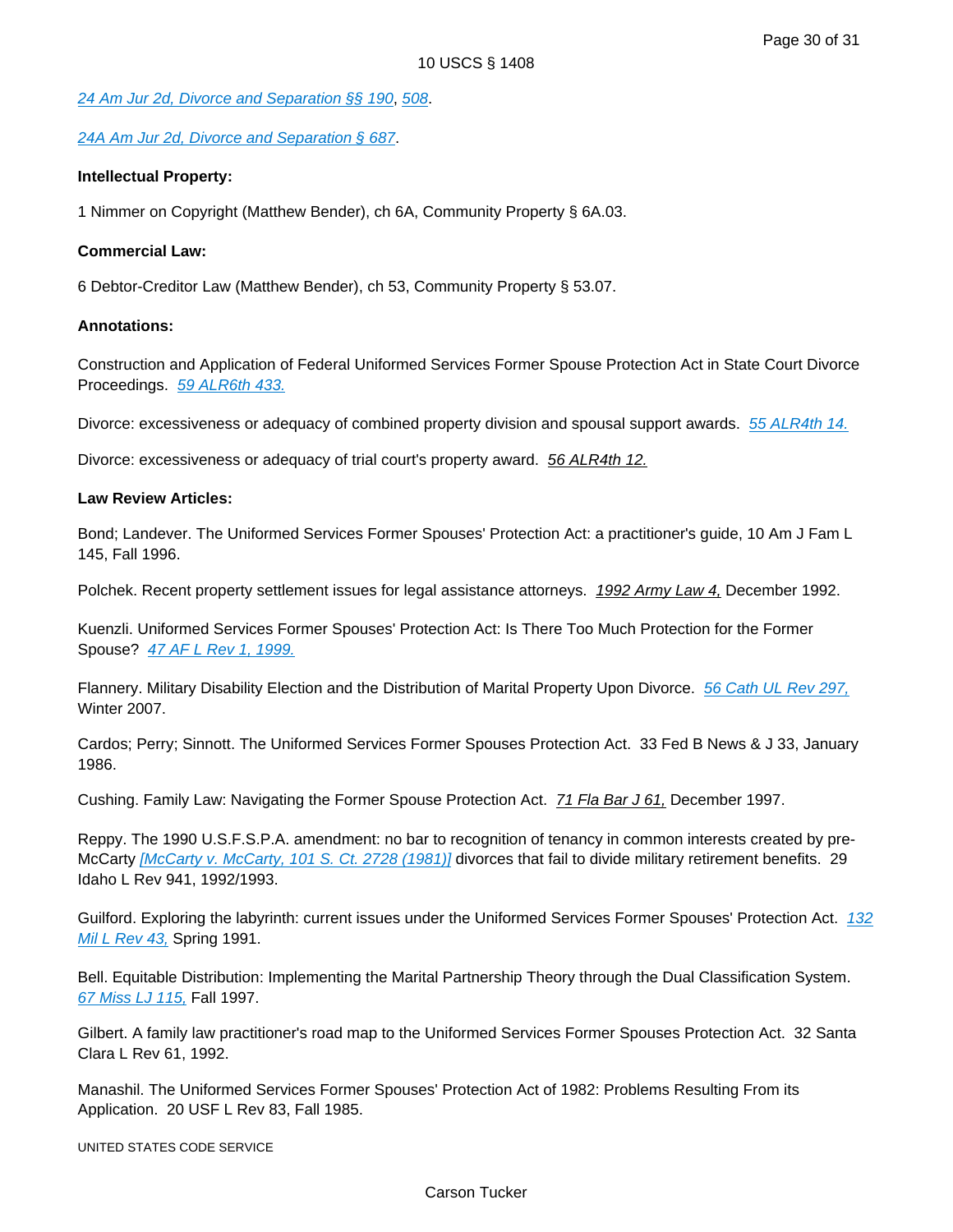*24 Am Jur 2d, Divorce and Separation §§ 190, 508.*

*24A Am Jur 2d, Divorce and Separation § 687.*

**Intellectual Property:**

1 Nimmer on Copyright (Matthew Bender), ch 6A, Community Property § 6A.03.

**Commercial Law:**

6 Debtor-Creditor Law (Matthew Bender), ch 53, Community Property § 53.07.

**Annotations:**

Construction and Application of Federal Uniformed Services Former Spouse Protection Act in State Court Divorce Proceedings. *59 ALR6th 433.*

Divorce: excessiveness or adequacy of combined property division and spousal support awards. *55 ALR4th 14.*

Divorce: excessiveness or adequacy of trial court's property award. *56 ALR4th 12.*

**Law Review Articles:**

Bond; Landever. The Uniformed Services Former Spouses' Protection Act: a practitioner's guide, 10 Am J Fam L 145, Fall 1996.

Polchek. Recent property settlement issues for legal assistance attorneys. *1992 Army Law 4,* December 1992.

Kuenzli. Uniformed Services Former Spouses' Protection Act: Is There Too Much Protection for the Former Spouse? *47 AF L Rev 1, 1999.*

Flannery. Military Disability Election and the Distribution of Marital Property Upon Divorce. *56 Cath UL Rev 297,* Winter 2007.

Cardos; Perry; Sinnott. The Uniformed Services Former Spouses Protection Act. 33 Fed B News & J 33, January 1986.

Cushing. Family Law: Navigating the Former Spouse Protection Act. *71 Fla Bar J 61,* December 1997.

Reppy. The 1990 U.S.F.S.P.A. amendment: no bar to recognition of tenancy in common interests created by pre-McCarty *[McCarty v. McCarty, 101 S. Ct. 2728 (1981)]* divorces that fail to divide military retirement benefits. 29 Idaho L Rev 941, 1992/1993.

Guilford. Exploring the labyrinth: current issues under the Uniformed Services Former Spouses' Protection Act. *132 Mil L Rev 43,* Spring 1991.

Bell. Equitable Distribution: Implementing the Marital Partnership Theory through the Dual Classification System. *67 Miss LJ 115,* Fall 1997.

Gilbert. A family law practitioner's road map to the Uniformed Services Former Spouses Protection Act. 32 Santa Clara L Rev 61, 1992.

Manashil. The Uniformed Services Former Spouses' Protection Act of 1982: Problems Resulting From its Application. 20 USF L Rev 83, Fall 1985.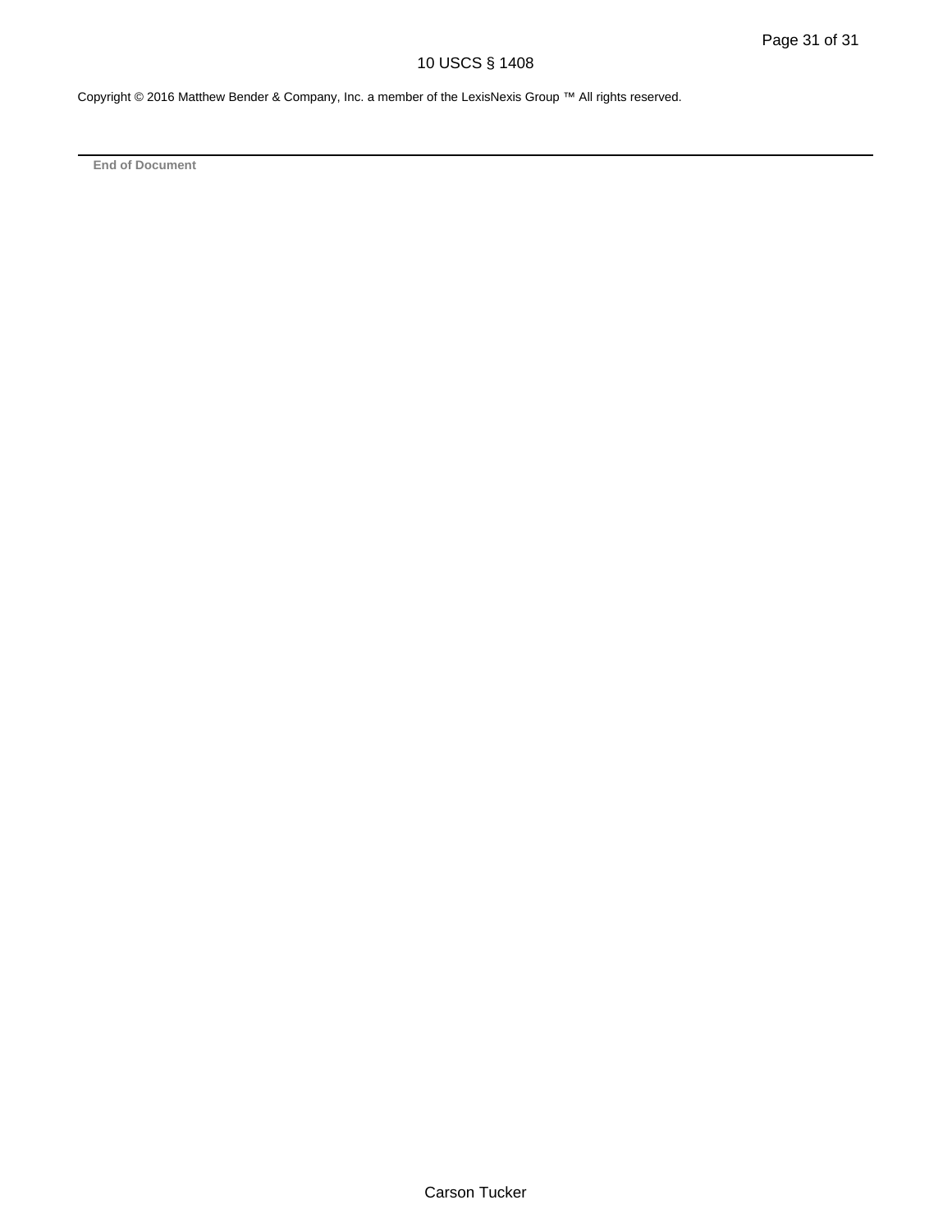Copyright © 2016 Matthew Bender & Company, Inc. a member of the LexisNexis Group ™ All rights reserved.

---

**End of Document**